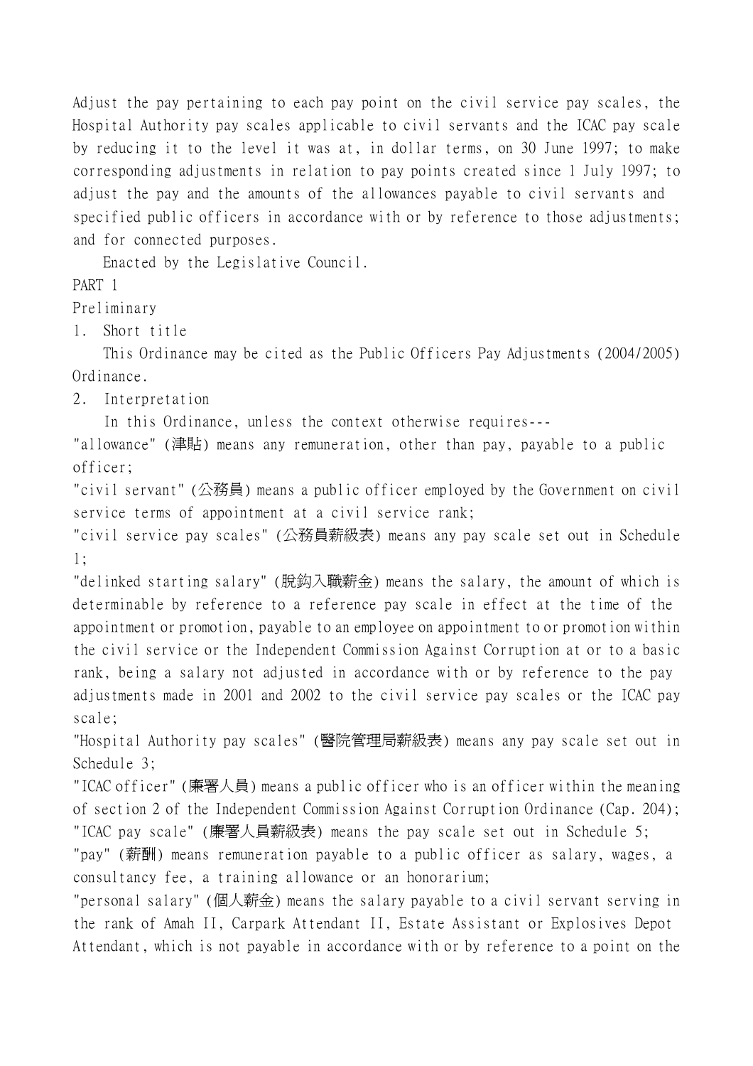Adjust the pay pertaining to each pay point on the civil service pay scales, the Hospital Authority pay scales applicable to civil servants and the ICAC pay scale by reducing it to the level it was at, in dollar terms, on 30 June 1997; to make corresponding adjustments in relation to pay points created since 1 July 1997; to adjust the pay and the amounts of the allowances payable to civil servants and specified public officers in accordance with or by reference to those adjustments; and for connected purposes.

Enacted by the Legislative Council.

## PART 1

## Preliminary

### 1. Short title

This Ordinance may be cited as the Public Officers Pay Adjustments (2004/2005) Ordinance.

### 2. Interpretation

In this Ordinance, unless the context otherwise requires---

"allowance" (津貼) means any remuneration, other than pay, payable to a public officer;

"civil servant" (公務員) means a public officer employed by the Government on civil service terms of appointment at a civil service rank;

"civil service pay scales" (公務員薪級表) means any pay scale set out in Schedule 1;

"delinked starting salary" (脫鈎入職薪金) means the salary, the amount of which is determinable by reference to a reference pay scale in effect at the time of the appointment or promotion, payable to an employee on appointment to or promotion within the civil service or the Independent Commission Against Corruption at or to a basic rank, being a salary not adjusted in accordance with or by reference to the pay adjustments made in 2001 and 2002 to the civil service pay scales or the ICAC pay scale;

"Hospital Authority pay scales" (醫院管理局薪級表) means any pay scale set out in Schedule 3;

"ICAC officer" (廉署人員) means a public officer who is an officer within the meaning of section 2 of the Independent Commission Against Corruption Ordinance (Cap. 204);

"ICAC pay scale" (廉署人員薪級表) means the pay scale set out in Schedule 5;

"pay" (薪酬) means remuneration payable to a public officer as salary, wages, a consultancy fee, a training allowance or an honorarium;

"personal salary" (個人薪金) means the salary payable to a civil servant serving in the rank of Amah II, Carpark Attendant II, Estate Assistant or Explosives Depot Attendant, which is not payable in accordance with or by reference to a point on the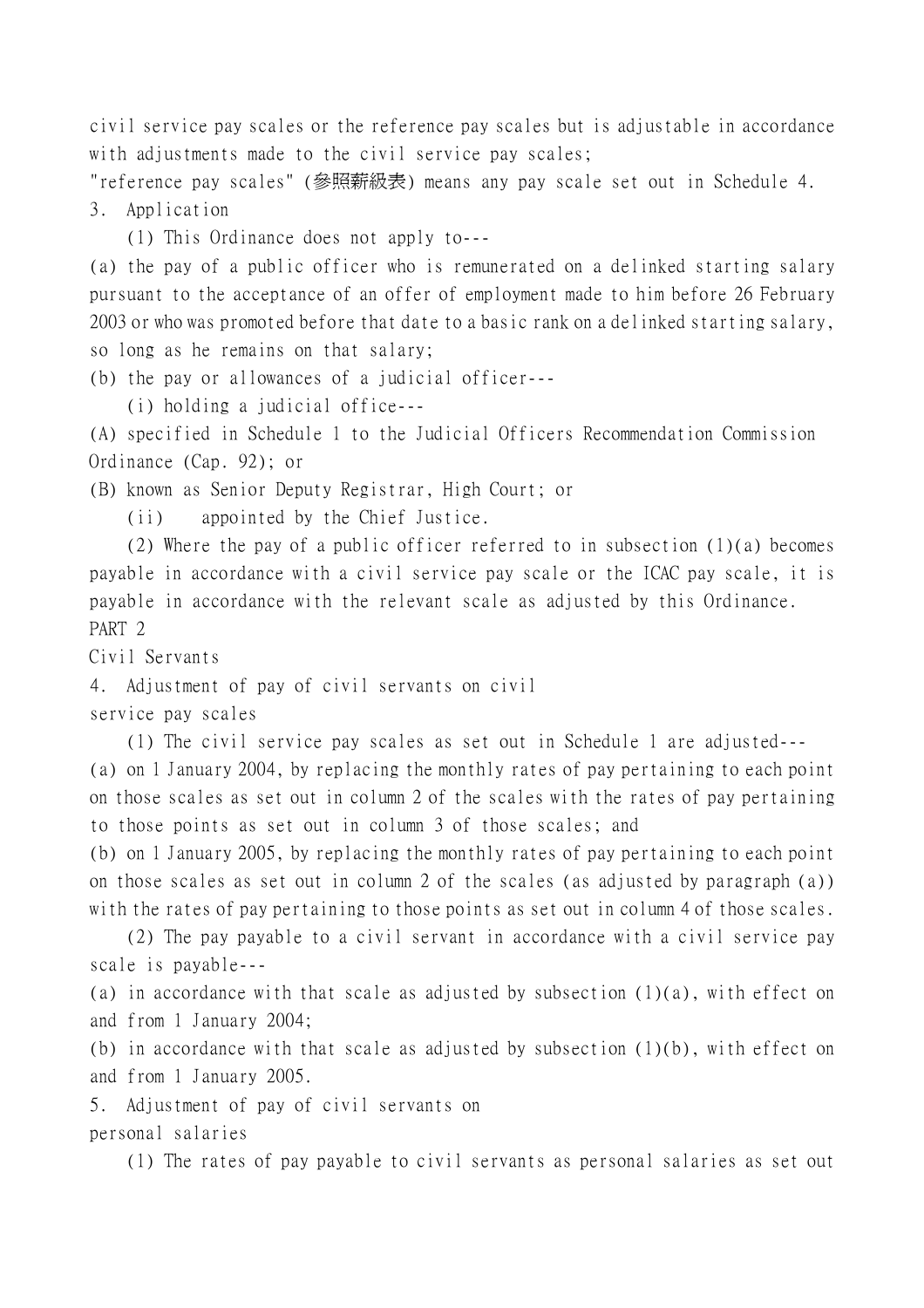civil service pay scales or the reference pay scales but is adjustable in accordance with adjustments made to the civil service pay scales;

"reference pay scales" (參照薪級表) means any pay scale set out in Schedule 4.

### 3. Application

(1) This Ordinance does not apply to---

(a) the pay of a public officer who is remunerated on a delinked starting salary pursuant to the acceptance of an offer of employment made to him before 26 February 2003 or who was promoted before that date to a basic rank on a delinked starting salary, so long as he remains on that salary;

(b) the pay or allowances of a judicial officer---

(i) holding a judicial office---

(A) specified in Schedule 1 to the Judicial Officers Recommendation Commission Ordinance (Cap. 92); or

(B) known as Senior Deputy Registrar, High Court; or

(ii) appointed by the Chief Justice.

(2) Where the pay of a public officer referred to in subsection (1)(a) becomes payable in accordance with a civil service pay scale or the ICAC pay scale, it is payable in accordance with the relevant scale as adjusted by this Ordinance.

## PART 2

## Civil Servants

### 4. Adjustment of pay of civil servants on civil service pay scales

(1) The civil service pay scales as set out in Schedule 1 are adjusted---

(a) on 1 January 2004, by replacing the monthly rates of pay pertaining to each point on those scales as set out in column 2 of the scales with the rates of pay pertaining to those points as set out in column 3 of those scales; and

(b) on 1 January 2005, by replacing the monthly rates of pay pertaining to each point on those scales as set out in column 2 of the scales (as adjusted by paragraph (a)) with the rates of pay pertaining to those points as set out in column 4 of those scales.

(2) The pay payable to a civil servant in accordance with a civil service pay scale is payable---

(a) in accordance with that scale as adjusted by subsection (1)(a), with effect on and from 1 January 2004;

(b) in accordance with that scale as adjusted by subsection (1)(b), with effect on and from 1 January 2005.

### 5. Adjustment of pay of civil servants on personal salaries

(1) The rates of pay payable to civil servants as personal salaries as set out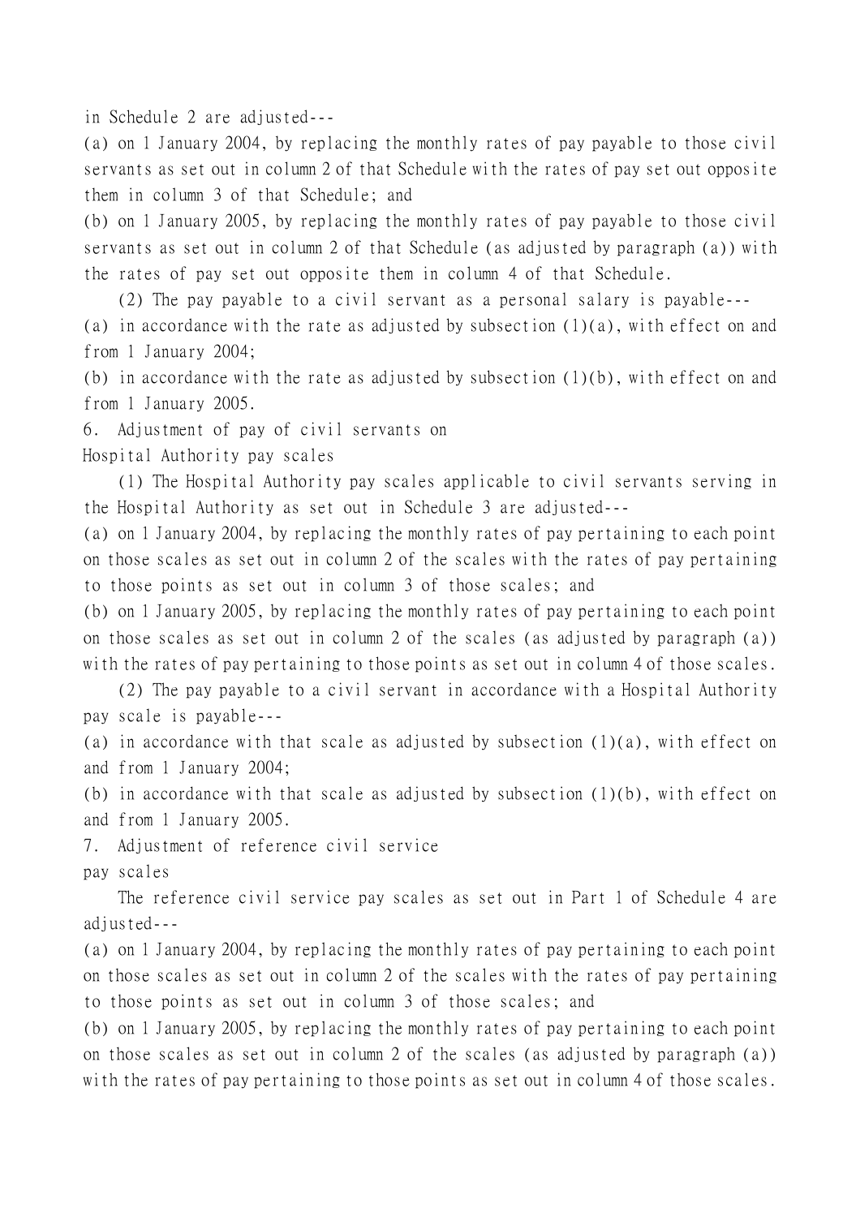in Schedule 2 are adjusted---

(a) on 1 January 2004, by replacing the monthly rates of pay payable to those civil servants as set out in column 2 of that Schedule with the rates of pay set out opposite them in column 3 of that Schedule; and

(b) on 1 January 2005, by replacing the monthly rates of pay payable to those civil servants as set out in column 2 of that Schedule (as adjusted by paragraph (a)) with the rates of pay set out opposite them in column 4 of that Schedule.

(2) The pay payable to a civil servant as a personal salary is payable---

(a) in accordance with the rate as adjusted by subsection (1)(a), with effect on and from 1 January 2004;

(b) in accordance with the rate as adjusted by subsection (1)(b), with effect on and from 1 January 2005.

6. Adjustment of pay of civil servants on Hospital Authority pay scales

(1) The Hospital Authority pay scales applicable to civil servants serving in the Hospital Authority as set out in Schedule 3 are adjusted---

(a) on 1 January 2004, by replacing the monthly rates of pay pertaining to each point on those scales as set out in column 2 of the scales with the rates of pay pertaining to those points as set out in column 3 of those scales; and

(b) on 1 January 2005, by replacing the monthly rates of pay pertaining to each point on those scales as set out in column 2 of the scales (as adjusted by paragraph (a)) with the rates of pay pertaining to those points as set out in column 4 of those scales.

(2) The pay payable to a civil servant in accordance with a Hospital Authority pay scale is payable---

(a) in accordance with that scale as adjusted by subsection (1)(a), with effect on and from 1 January 2004;

(b) in accordance with that scale as adjusted by subsection (1)(b), with effect on and from 1 January 2005.

7. Adjustment of reference civil service pay scales

The reference civil service pay scales as set out in Part 1 of Schedule 4 are adjusted---

(a) on 1 January 2004, by replacing the monthly rates of pay pertaining to each point on those scales as set out in column 2 of the scales with the rates of pay pertaining to those points as set out in column 3 of those scales; and

(b) on 1 January 2005, by replacing the monthly rates of pay pertaining to each point on those scales as set out in column 2 of the scales (as adjusted by paragraph (a)) with the rates of pay pertaining to those points as set out in column 4 of those scales.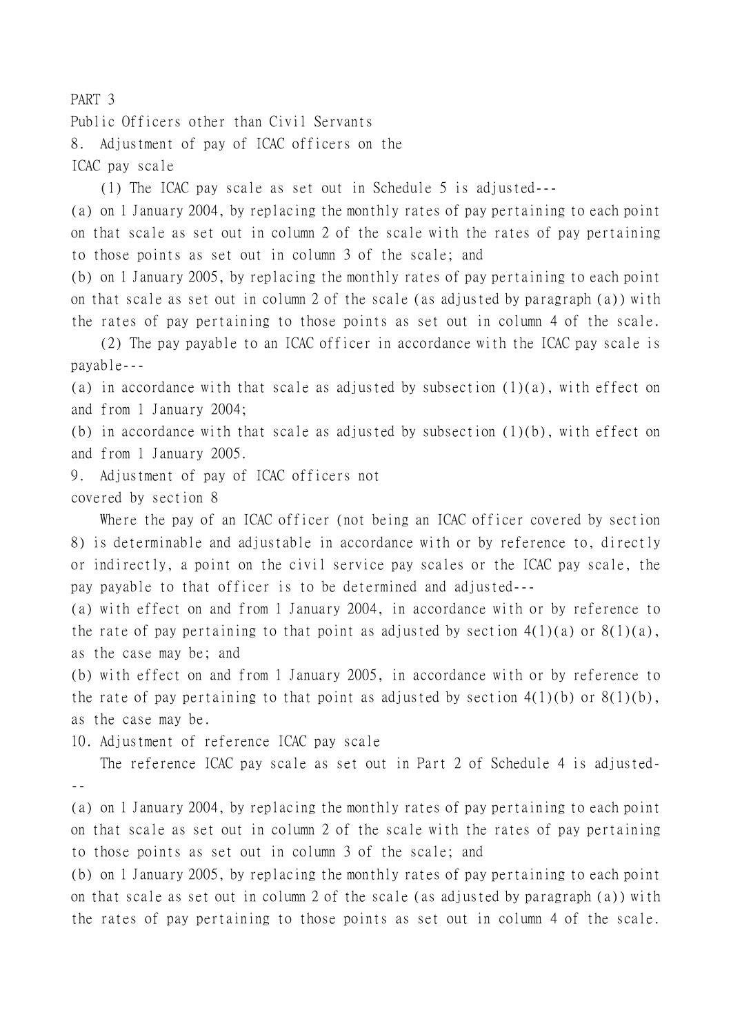PART 3

Public Officers other than Civil Servants

8. Adjustment of pay of ICAC officers on the ICAC pay scale

(1) The ICAC pay scale as set out in Schedule 5 is adjusted---

(a) on 1 January 2004, by replacing the monthly rates of pay pertaining to each point on that scale as set out in column 2 of the scale with the rates of pay pertaining to those points as set out in column 3 of the scale; and

(b) on 1 January 2005, by replacing the monthly rates of pay pertaining to each point on that scale as set out in column 2 of the scale (as adjusted by paragraph (a)) with the rates of pay pertaining to those points as set out in column 4 of the scale.

(2) The pay payable to an ICAC officer in accordance with the ICAC pay scale is payable---

(a) in accordance with that scale as adjusted by subsection (1)(a), with effect on and from 1 January 2004;

(b) in accordance with that scale as adjusted by subsection (1)(b), with effect on and from 1 January 2005.

9. Adjustment of pay of ICAC officers not covered by section 8

Where the pay of an ICAC officer (not being an ICAC officer covered by section 8) is determinable and adjustable in accordance with or by reference to, directly or indirectly, a point on the civil service pay scales or the ICAC pay scale, the pay payable to that officer is to be determined and adjusted---

(a) with effect on and from 1 January 2004, in accordance with or by reference to the rate of pay pertaining to that point as adjusted by section 4(1)(a) or 8(1)(a), as the case may be; and

(b) with effect on and from 1 January 2005, in accordance with or by reference to the rate of pay pertaining to that point as adjusted by section 4(1)(b) or 8(1)(b), as the case may be.

10. Adjustment of reference ICAC pay scale

The reference ICAC pay scale as set out in Part 2 of Schedule 4 is adjusted---

(a) on 1 January 2004, by replacing the monthly rates of pay pertaining to each point on that scale as set out in column 2 of the scale with the rates of pay pertaining to those points as set out in column 3 of the scale; and

(b) on 1 January 2005, by replacing the monthly rates of pay pertaining to each point on that scale as set out in column 2 of the scale (as adjusted by paragraph (a)) with the rates of pay pertaining to those points as set out in column 4 of the scale.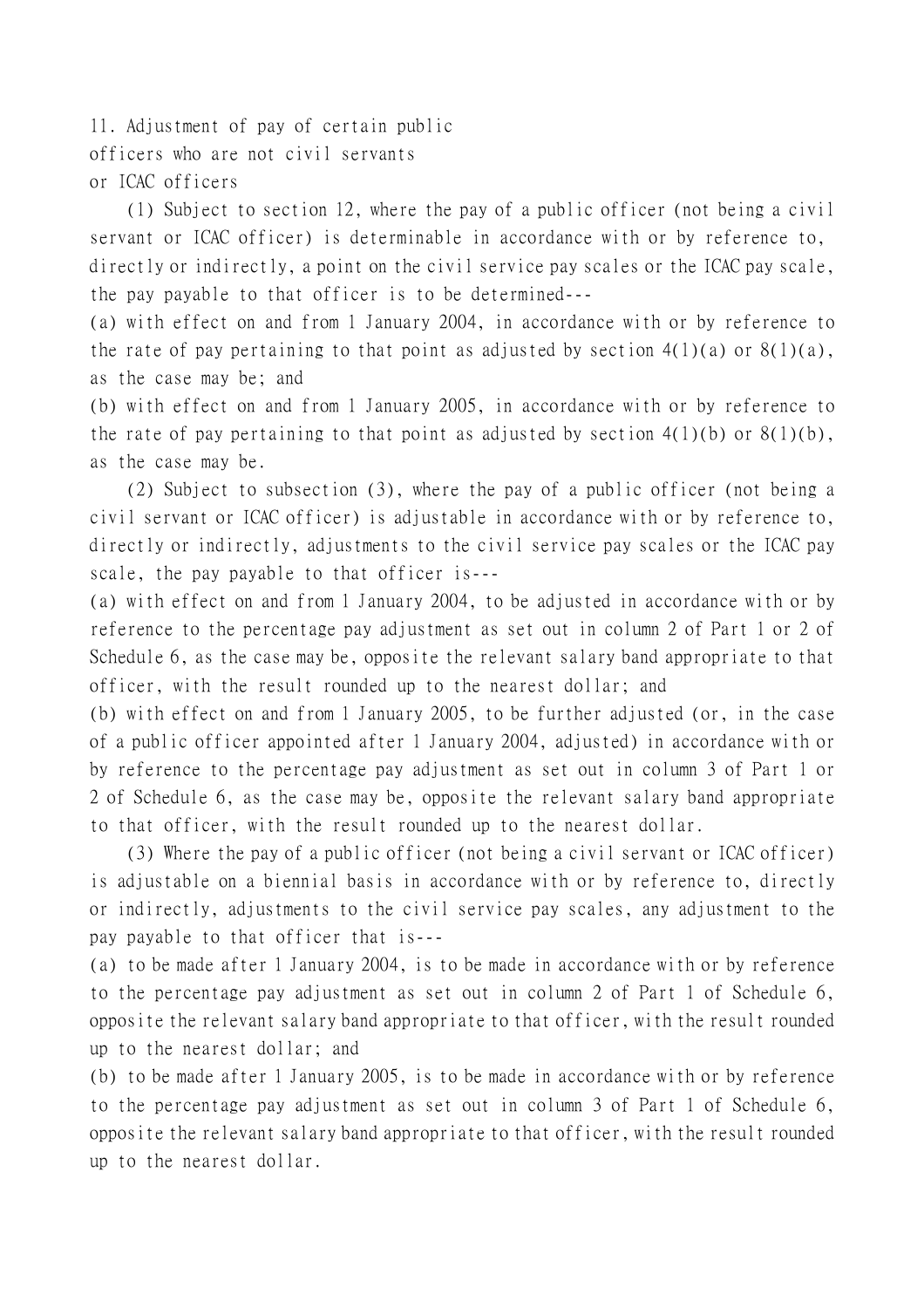## 11. Adjustment of pay of certain public officers who are not civil servants or ICAC officers

(1) Subject to section 12, where the pay of a public officer (not being a civil servant or ICAC officer) is determinable in accordance with or by reference to, directly or indirectly, a point on the civil service pay scales or the ICAC pay scale, the pay payable to that officer is to be determined---

(a) with effect on and from 1 January 2004, in accordance with or by reference to the rate of pay pertaining to that point as adjusted by section 4(1)(a) or 8(1)(a), as the case may be; and

(b) with effect on and from 1 January 2005, in accordance with or by reference to the rate of pay pertaining to that point as adjusted by section 4(1)(b) or 8(1)(b), as the case may be.

(2) Subject to subsection (3), where the pay of a public officer (not being a civil servant or ICAC officer) is adjustable in accordance with or by reference to, directly or indirectly, adjustments to the civil service pay scales or the ICAC pay scale, the pay payable to that officer is---

(a) with effect on and from 1 January 2004, to be adjusted in accordance with or by reference to the percentage pay adjustment as set out in column 2 of Part 1 or 2 of Schedule 6, as the case may be, opposite the relevant salary band appropriate to that officer, with the result rounded up to the nearest dollar; and

(b) with effect on and from 1 January 2005, to be further adjusted (or, in the case of a public officer appointed after 1 January 2004, adjusted) in accordance with or by reference to the percentage pay adjustment as set out in column 3 of Part 1 or 2 of Schedule 6, as the case may be, opposite the relevant salary band appropriate to that officer, with the result rounded up to the nearest dollar.

(3) Where the pay of a public officer (not being a civil servant or ICAC officer) is adjustable on a biennial basis in accordance with or by reference to, directly or indirectly, adjustments to the civil service pay scales, any adjustment to the pay payable to that officer that is---

(a) to be made after 1 January 2004, is to be made in accordance with or by reference to the percentage pay adjustment as set out in column 2 of Part 1 of Schedule 6, opposite the relevant salary band appropriate to that officer, with the result rounded up to the nearest dollar; and

(b) to be made after 1 January 2005, is to be made in accordance with or by reference to the percentage pay adjustment as set out in column 3 of Part 1 of Schedule 6, opposite the relevant salary band appropriate to that officer, with the result rounded up to the nearest dollar.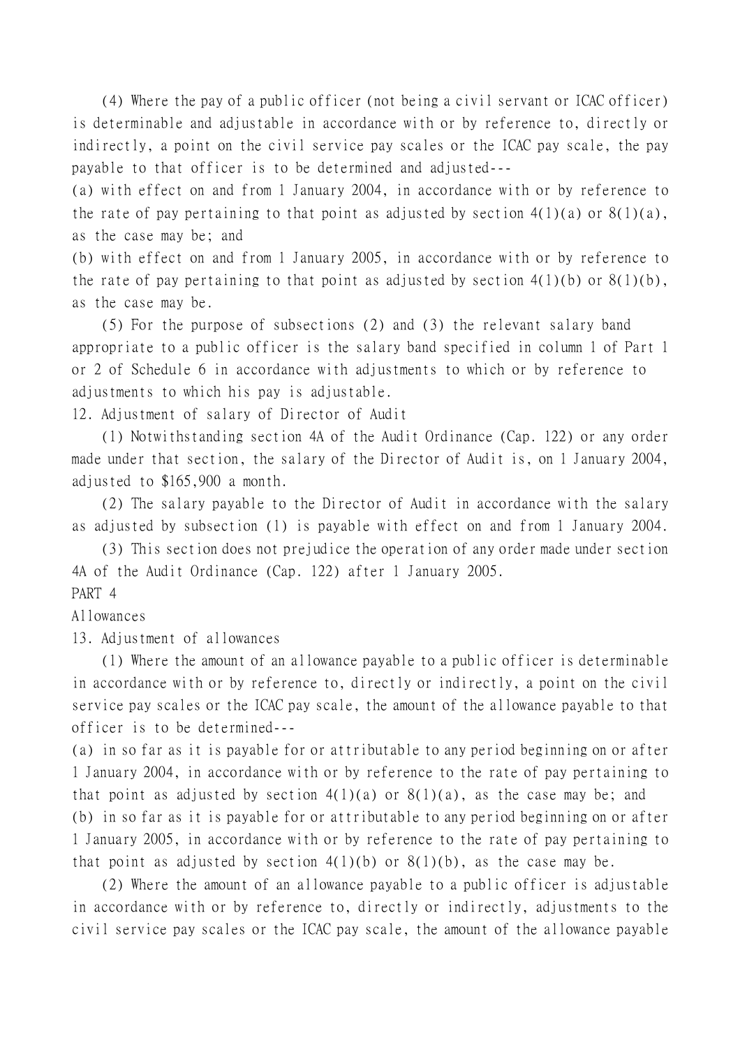(4) Where the pay of a public officer (not being a civil servant or ICAC officer) is determinable and adjustable in accordance with or by reference to, directly or indirectly, a point on the civil service pay scales or the ICAC pay scale, the pay payable to that officer is to be determined and adjusted---

(a) with effect on and from 1 January 2004, in accordance with or by reference to the rate of pay pertaining to that point as adjusted by section 4(1)(a) or 8(1)(a), as the case may be; and

(b) with effect on and from 1 January 2005, in accordance with or by reference to the rate of pay pertaining to that point as adjusted by section 4(1)(b) or 8(1)(b), as the case may be.

(5) For the purpose of subsections (2) and (3) the relevant salary band appropriate to a public officer is the salary band specified in column 1 of Part 1 or 2 of Schedule 6 in accordance with adjustments to which or by reference to adjustments to which his pay is adjustable.

12. Adjustment of salary of Director of Audit

(1) Notwithstanding section 4A of the Audit Ordinance (Cap. 122) or any order made under that section, the salary of the Director of Audit is, on 1 January 2004, adjusted to $165,900 a month.

(2) The salary payable to the Director of Audit in accordance with the salary as adjusted by subsection (1) is payable with effect on and from 1 January 2004.

(3) This section does not prejudice the operation of any order made under section 4A of the Audit Ordinance (Cap. 122) after 1 January 2005.

PART 4

Allowances

13. Adjustment of allowances

(1) Where the amount of an allowance payable to a public officer is determinable in accordance with or by reference to, directly or indirectly, a point on the civil service pay scales or the ICAC pay scale, the amount of the allowance payable to that officer is to be determined---

(a) in so far as it is payable for or attributable to any period beginning on or after 1 January 2004, in accordance with or by reference to the rate of pay pertaining to that point as adjusted by section 4(1)(a) or 8(1)(a), as the case may be; and

(b) in so far as it is payable for or attributable to any period beginning on or after 1 January 2005, in accordance with or by reference to the rate of pay pertaining to that point as adjusted by section 4(1)(b) or 8(1)(b), as the case may be.

(2) Where the amount of an allowance payable to a public officer is adjustable in accordance with or by reference to, directly or indirectly, adjustments to the civil service pay scales or the ICAC pay scale, the amount of the allowance payable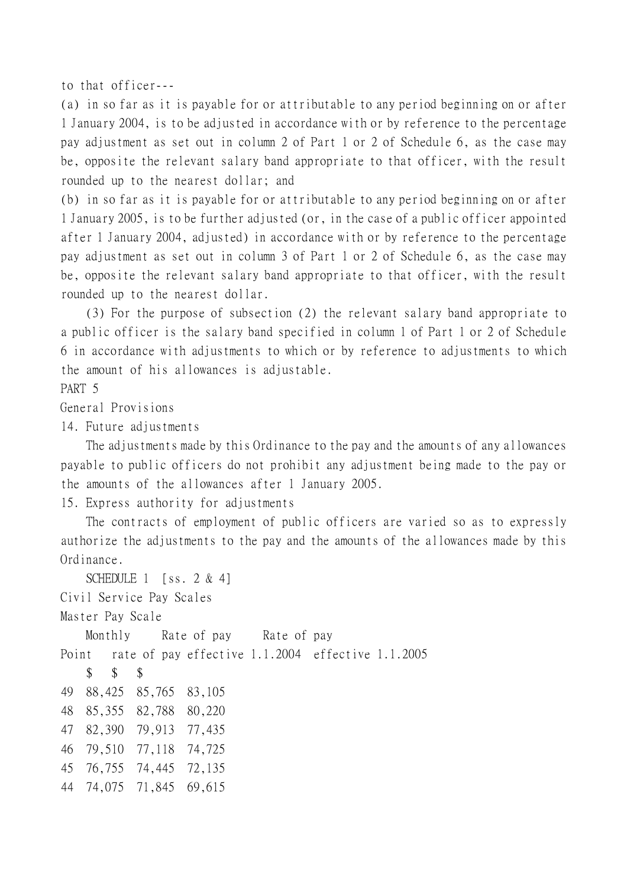to that officer---

(a) in so far as it is payable for or attributable to any period beginning on or after 1 January 2004, is to be adjusted in accordance with or by reference to the percentage pay adjustment as set out in column 2 of Part 1 or 2 of Schedule 6, as the case may be, opposite the relevant salary band appropriate to that officer, with the result rounded up to the nearest dollar; and

(b) in so far as it is payable for or attributable to any period beginning on or after 1 January 2005, is to be further adjusted (or, in the case of a public officer appointed after 1 January 2004, adjusted) in accordance with or by reference to the percentage pay adjustment as set out in column 3 of Part 1 or 2 of Schedule 6, as the case may be, opposite the relevant salary band appropriate to that officer, with the result rounded up to the nearest dollar.

(3) For the purpose of subsection (2) the relevant salary band appropriate to a public officer is the salary band specified in column 1 of Part 1 or 2 of Schedule 6 in accordance with adjustments to which or by reference to adjustments to which the amount of his allowances is adjustable.

PART 5

General Provisions

14. Future adjustments

The adjustments made by this Ordinance to the pay and the amounts of any allowances payable to public officers do not prohibit any adjustment being made to the pay or the amounts of the allowances after 1 January 2005.

15. Express authority for adjustments

The contracts of employment of public officers are varied so as to expressly authorize the adjustments to the pay and the amounts of the allowances made by this Ordinance.

SCHEDULE 1 [ss. 2 & 4]

Civil Service Pay Scales

Master Pay Scale

| Point | Monthly rate of pay | Rate of pay effective 1.1.2004 | Rate of pay effective 1.1.2005 |
|---|---|---|---|
| | $ | $ | $ |
| 49 | 88,425 | 85,765 | 83,105 |
| 48 | 85,355 | 82,788 | 80,220 |
| 47 | 82,390 | 79,913 | 77,435 |
| 46 | 79,510 | 77,118 | 74,725 |
| 45 | 76,755 | 74,445 | 72,135 |
| 44 | 74,075 | 71,845 | 69,615 |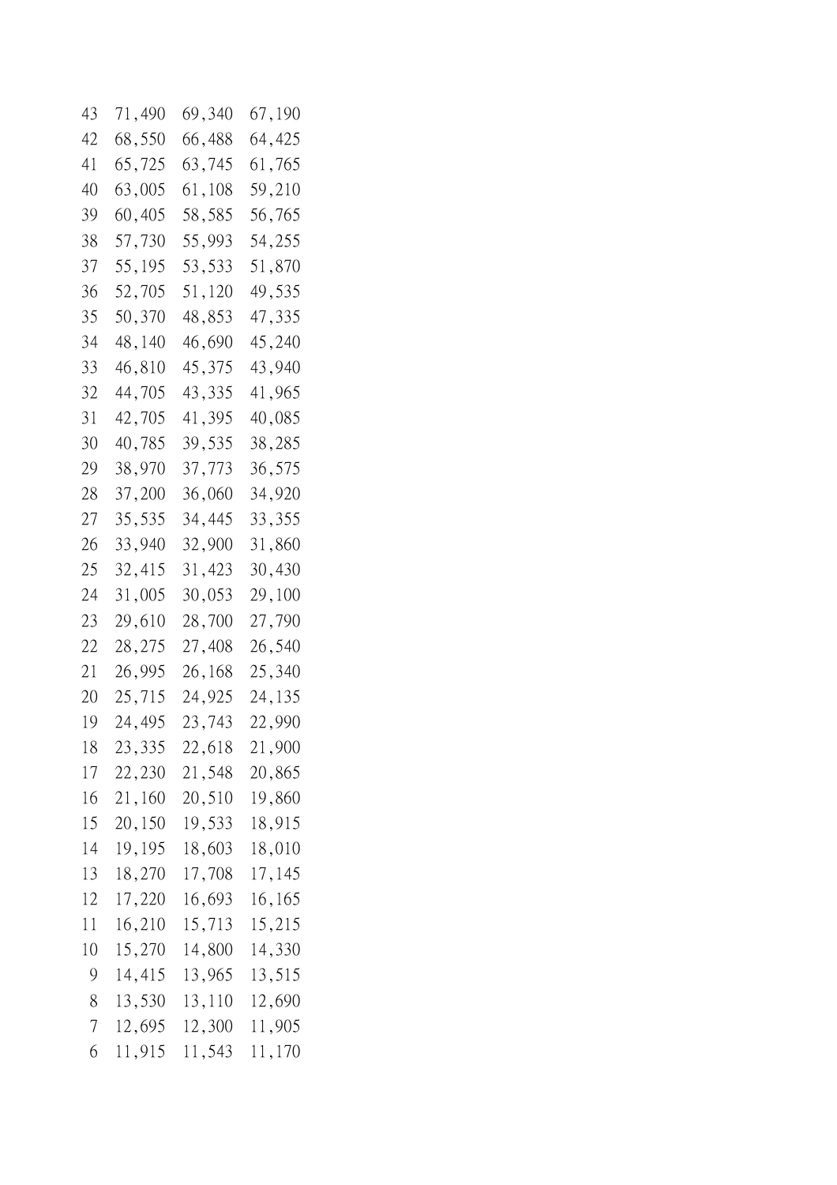| | | | |
|---|---|---|---|
| 43 | 71,490 | 69,340 | 67,190 |
| 42 | 68,550 | 66,488 | 64,425 |
| 41 | 65,725 | 63,745 | 61,765 |
| 40 | 63,005 | 61,108 | 59,210 |
| 39 | 60,405 | 58,585 | 56,765 |
| 38 | 57,730 | 55,993 | 54,255 |
| 37 | 55,195 | 53,533 | 51,870 |
| 36 | 52,705 | 51,120 | 49,535 |
| 35 | 50,370 | 48,853 | 47,335 |
| 34 | 48,140 | 46,690 | 45,240 |
| 33 | 46,810 | 45,375 | 43,940 |
| 32 | 44,705 | 43,335 | 41,965 |
| 31 | 42,705 | 41,395 | 40,085 |
| 30 | 40,785 | 39,535 | 38,285 |
| 29 | 38,970 | 37,773 | 36,575 |
| 28 | 37,200 | 36,060 | 34,920 |
| 27 | 35,535 | 34,445 | 33,355 |
| 26 | 33,940 | 32,900 | 31,860 |
| 25 | 32,415 | 31,423 | 30,430 |
| 24 | 31,005 | 30,053 | 29,100 |
| 23 | 29,610 | 28,700 | 27,790 |
| 22 | 28,275 | 27,408 | 26,540 |
| 21 | 26,995 | 26,168 | 25,340 |
| 20 | 25,715 | 24,925 | 24,135 |
| 19 | 24,495 | 23,743 | 22,990 |
| 18 | 23,335 | 22,618 | 21,900 |
| 17 | 22,230 | 21,548 | 20,865 |
| 16 | 21,160 | 20,510 | 19,860 |
| 15 | 20,150 | 19,533 | 18,915 |
| 14 | 19,195 | 18,603 | 18,010 |
| 13 | 18,270 | 17,708 | 17,145 |
| 12 | 17,220 | 16,693 | 16,165 |
| 11 | 16,210 | 15,713 | 15,215 |
| 10 | 15,270 | 14,800 | 14,330 |
| 9 | 14,415 | 13,965 | 13,515 |
| 8 | 13,530 | 13,110 | 12,690 |
| 7 | 12,695 | 12,300 | 11,905 |
| 6 | 11,915 | 11,543 | 11,170 |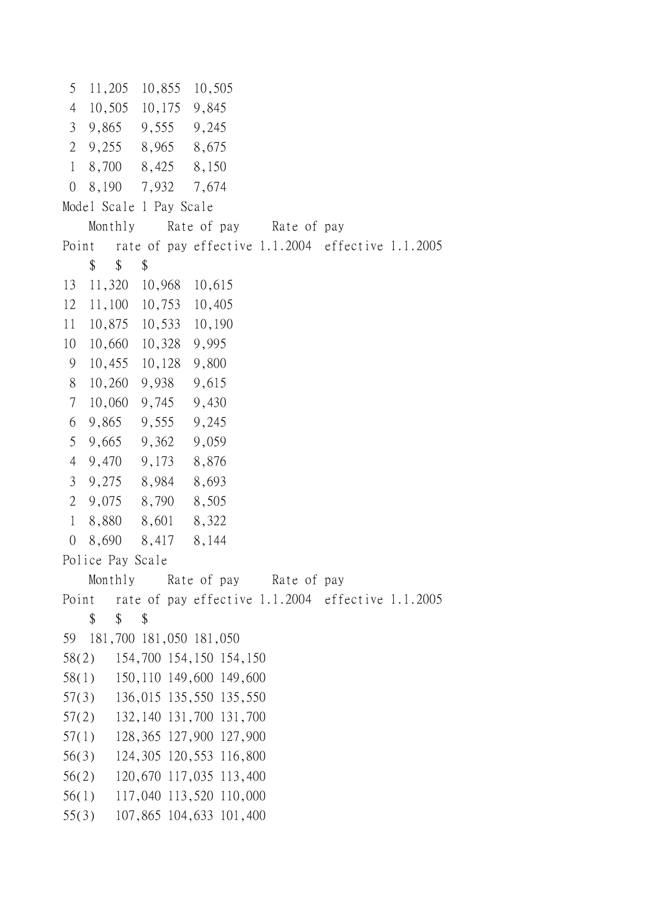| Point | Monthly rate of pay | Rate of pay effective 1.1.2004 | Rate of pay effective 1.1.2005 |
|---|---|---|---|
| 5 | 11,205 | 10,855 | 10,505 |
| 4 | 10,505 | 10,175 | 9,845 |
| 3 | 9,865 | 9,555 | 9,245 |
| 2 | 9,255 | 8,965 | 8,675 |
| 1 | 8,700 | 8,425 | 8,150 |
| 0 | 8,190 | 7,932 | 7,674 |

Model Scale 1 Pay Scale

| Point | Monthly rate of pay | Rate of pay effective 1.1.2004 | Rate of pay effective 1.1.2005 |
|---|---|---|---|
| | $ | $ | $ |
| 13 | 11,320 | 10,968 | 10,615 |
| 12 | 11,100 | 10,753 | 10,405 |
| 11 | 10,875 | 10,533 | 10,190 |
| 10 | 10,660 | 10,328 | 9,995 |
| 9 | 10,455 | 10,128 | 9,800 |
| 8 | 10,260 | 9,938 | 9,615 |
| 7 | 10,060 | 9,745 | 9,430 |
| 6 | 9,865 | 9,555 | 9,245 |
| 5 | 9,665 | 9,362 | 9,059 |
| 4 | 9,470 | 9,173 | 8,876 |
| 3 | 9,275 | 8,984 | 8,693 |
| 2 | 9,075 | 8,790 | 8,505 |
| 1 | 8,880 | 8,601 | 8,322 |
| 0 | 8,690 | 8,417 | 8,144 |

Police Pay Scale

| Point | Monthly rate of pay | Rate of pay effective 1.1.2004 | Rate of pay effective 1.1.2005 |
|---|---|---|---|
| | $ | $ | $ |
| 59 | 181,700 | 181,050 | 181,050 |
| 58(2) | 154,700 | 154,150 | 154,150 |
| 58(1) | 150,110 | 149,600 | 149,600 |
| 57(3) | 136,015 | 135,550 | 135,550 |
| 57(2) | 132,140 | 131,700 | 131,700 |
| 57(1) | 128,365 | 127,900 | 127,900 |
| 56(3) | 124,305 | 120,553 | 116,800 |
| 56(2) | 120,670 | 117,035 | 113,400 |
| 56(1) | 117,040 | 113,520 | 110,000 |
| 55(3) | 107,865 | 104,633 | 101,400 |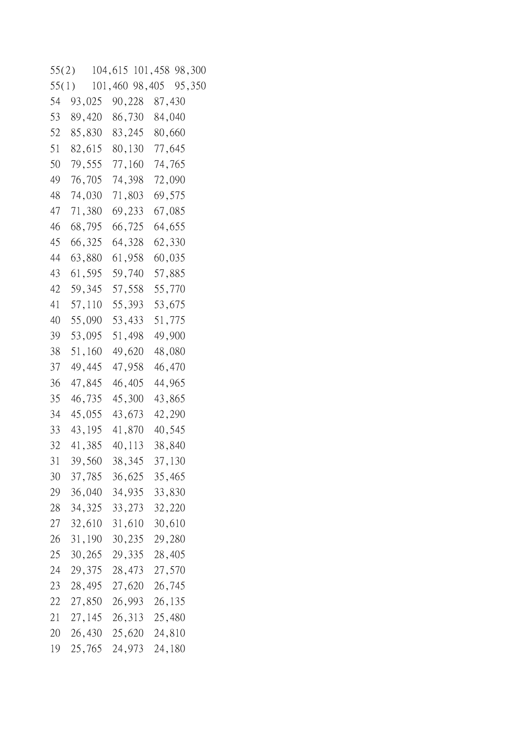| | | | |
|---|---|---|---|
| 55(2) | 104,615 | 101,458 | 98,300 |
| 55(1) | 101,460 | 98,405 | 95,350 |
| 54 | 93,025 | 90,228 | 87,430 |
| 53 | 89,420 | 86,730 | 84,040 |
| 52 | 85,830 | 83,245 | 80,660 |
| 51 | 82,615 | 80,130 | 77,645 |
| 50 | 79,555 | 77,160 | 74,765 |
| 49 | 76,705 | 74,398 | 72,090 |
| 48 | 74,030 | 71,803 | 69,575 |
| 47 | 71,380 | 69,233 | 67,085 |
| 46 | 68,795 | 66,725 | 64,655 |
| 45 | 66,325 | 64,328 | 62,330 |
| 44 | 63,880 | 61,958 | 60,035 |
| 43 | 61,595 | 59,740 | 57,885 |
| 42 | 59,345 | 57,558 | 55,770 |
| 41 | 57,110 | 55,393 | 53,675 |
| 40 | 55,090 | 53,433 | 51,775 |
| 39 | 53,095 | 51,498 | 49,900 |
| 38 | 51,160 | 49,620 | 48,080 |
| 37 | 49,445 | 47,958 | 46,470 |
| 36 | 47,845 | 46,405 | 44,965 |
| 35 | 46,735 | 45,300 | 43,865 |
| 34 | 45,055 | 43,673 | 42,290 |
| 33 | 43,195 | 41,870 | 40,545 |
| 32 | 41,385 | 40,113 | 38,840 |
| 31 | 39,560 | 38,345 | 37,130 |
| 30 | 37,785 | 36,625 | 35,465 |
| 29 | 36,040 | 34,935 | 33,830 |
| 28 | 34,325 | 33,273 | 32,220 |
| 27 | 32,610 | 31,610 | 30,610 |
| 26 | 31,190 | 30,235 | 29,280 |
| 25 | 30,265 | 29,335 | 28,405 |
| 24 | 29,375 | 28,473 | 27,570 |
| 23 | 28,495 | 27,620 | 26,745 |
| 22 | 27,850 | 26,993 | 26,135 |
| 21 | 27,145 | 26,313 | 25,480 |
| 20 | 26,430 | 25,620 | 24,810 |
| 19 | 25,765 | 24,973 | 24,180 |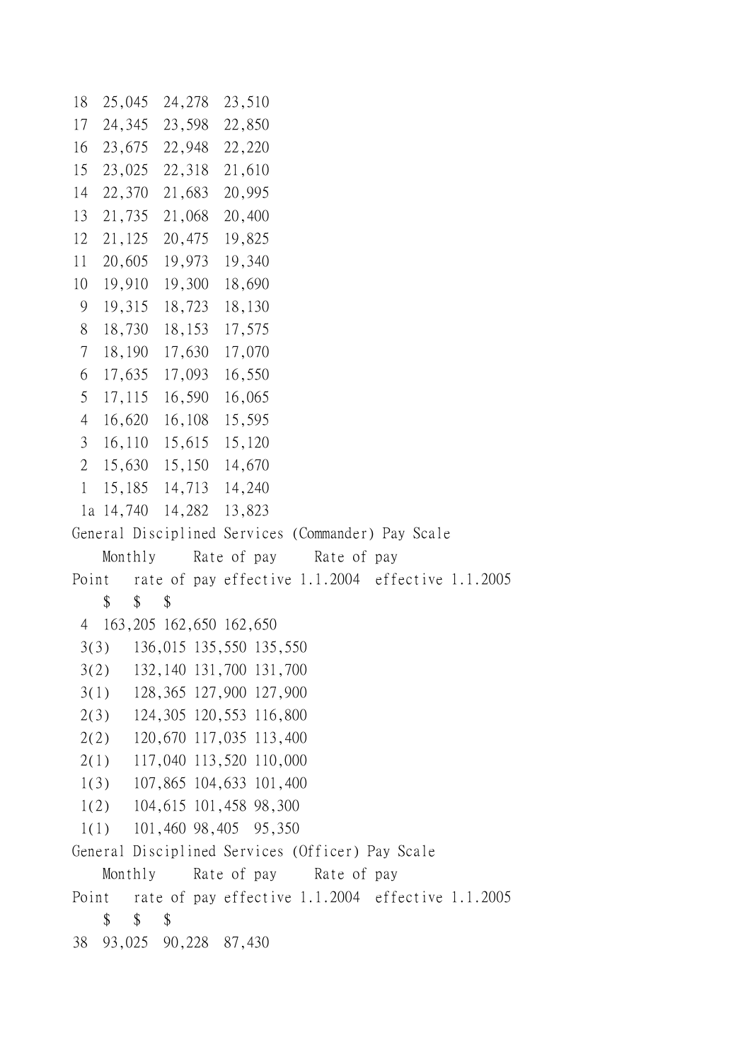| Point | Monthly rate of pay | Rate of pay effective 1.1.2004 | Rate of pay effective 1.1.2005 |
|---|---|---|---|
| 18 | 25,045 | 24,278 | 23,510 |
| 17 | 24,345 | 23,598 | 22,850 |
| 16 | 23,675 | 22,948 | 22,220 |
| 15 | 23,025 | 22,318 | 21,610 |
| 14 | 22,370 | 21,683 | 20,995 |
| 13 | 21,735 | 21,068 | 20,400 |
| 12 | 21,125 | 20,475 | 19,825 |
| 11 | 20,605 | 19,973 | 19,340 |
| 10 | 19,910 | 19,300 | 18,690 |
| 9 | 19,315 | 18,723 | 18,130 |
| 8 | 18,730 | 18,153 | 17,575 |
| 7 | 18,190 | 17,630 | 17,070 |
| 6 | 17,635 | 17,093 | 16,550 |
| 5 | 17,115 | 16,590 | 16,065 |
| 4 | 16,620 | 16,108 | 15,595 |
| 3 | 16,110 | 15,615 | 15,120 |
| 2 | 15,630 | 15,150 | 14,670 |
| 1 | 15,185 | 14,713 | 14,240 |
| 1a | 14,740 | 14,282 | 13,823 |

General Disciplined Services (Commander) Pay Scale

| Point | Monthly rate of pay | Rate of pay effective 1.1.2004 | Rate of pay effective 1.1.2005 |
|---|---|---|---|
| | $ | $ | $ |
| 4 | 163,205 | 162,650 | 162,650 |
| 3(3) | 136,015 | 135,550 | 135,550 |
| 3(2) | 132,140 | 131,700 | 131,700 |
| 3(1) | 128,365 | 127,900 | 127,900 |
| 2(3) | 124,305 | 120,553 | 116,800 |
| 2(2) | 120,670 | 117,035 | 113,400 |
| 2(1) | 117,040 | 113,520 | 110,000 |
| 1(3) | 107,865 | 104,633 | 101,400 |
| 1(2) | 104,615 | 101,458 | 98,300 |
| 1(1) | 101,460 | 98,405 | 95,350 |

General Disciplined Services (Officer) Pay Scale

| Point | Monthly rate of pay | Rate of pay effective 1.1.2004 | Rate of pay effective 1.1.2005 |
|---|---|---|---|
| | $ | $ | $ |
| 38 | 93,025 | 90,228 | 87,430 |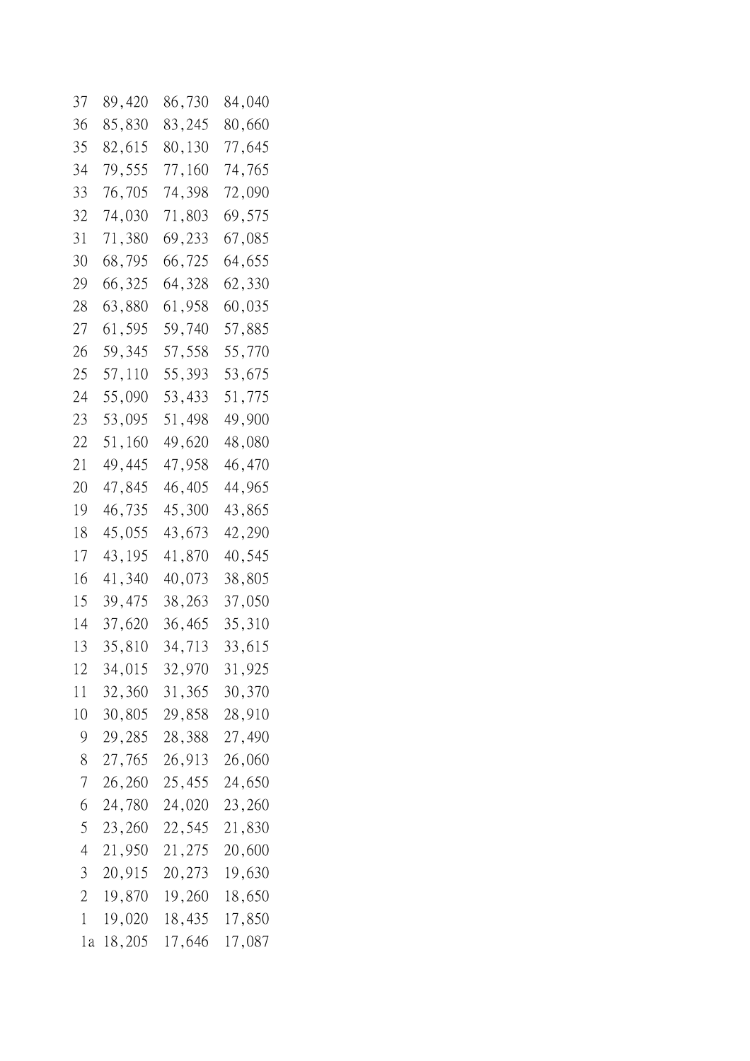| | | | |
|---|---|---|---|
| 37 | 89,420 | 86,730 | 84,040 |
| 36 | 85,830 | 83,245 | 80,660 |
| 35 | 82,615 | 80,130 | 77,645 |
| 34 | 79,555 | 77,160 | 74,765 |
| 33 | 76,705 | 74,398 | 72,090 |
| 32 | 74,030 | 71,803 | 69,575 |
| 31 | 71,380 | 69,233 | 67,085 |
| 30 | 68,795 | 66,725 | 64,655 |
| 29 | 66,325 | 64,328 | 62,330 |
| 28 | 63,880 | 61,958 | 60,035 |
| 27 | 61,595 | 59,740 | 57,885 |
| 26 | 59,345 | 57,558 | 55,770 |
| 25 | 57,110 | 55,393 | 53,675 |
| 24 | 55,090 | 53,433 | 51,775 |
| 23 | 53,095 | 51,498 | 49,900 |
| 22 | 51,160 | 49,620 | 48,080 |
| 21 | 49,445 | 47,958 | 46,470 |
| 20 | 47,845 | 46,405 | 44,965 |
| 19 | 46,735 | 45,300 | 43,865 |
| 18 | 45,055 | 43,673 | 42,290 |
| 17 | 43,195 | 41,870 | 40,545 |
| 16 | 41,340 | 40,073 | 38,805 |
| 15 | 39,475 | 38,263 | 37,050 |
| 14 | 37,620 | 36,465 | 35,310 |
| 13 | 35,810 | 34,713 | 33,615 |
| 12 | 34,015 | 32,970 | 31,925 |
| 11 | 32,360 | 31,365 | 30,370 |
| 10 | 30,805 | 29,858 | 28,910 |
| 9 | 29,285 | 28,388 | 27,490 |
| 8 | 27,765 | 26,913 | 26,060 |
| 7 | 26,260 | 25,455 | 24,650 |
| 6 | 24,780 | 24,020 | 23,260 |
| 5 | 23,260 | 22,545 | 21,830 |
| 4 | 21,950 | 21,275 | 20,600 |
| 3 | 20,915 | 20,273 | 19,630 |
| 2 | 19,870 | 19,260 | 18,650 |
| 1 | 19,020 | 18,435 | 17,850 |
| 1a | 18,205 | 17,646 | 17,087 |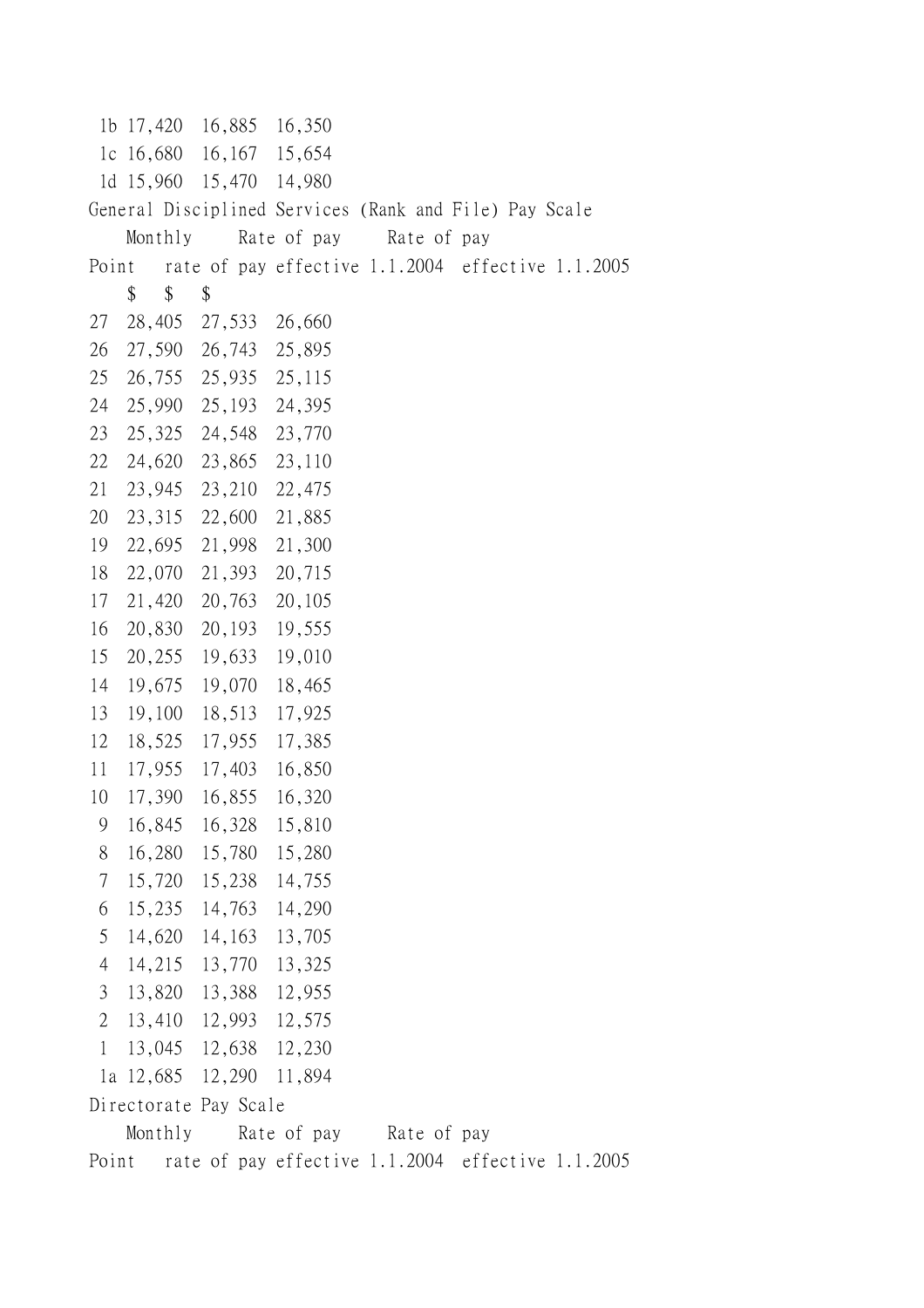| Point | Monthly rate of pay | Rate of pay effective 1.1.2004 | Rate of pay effective 1.1.2005 |
|---|---|---|---|
| 1b | 17,420 | 16,885 | 16,350 |
| 1c | 16,680 | 16,167 | 15,654 |
| 1d | 15,960 | 15,470 | 14,980 |

General Disciplined Services (Rank and File) Pay Scale

| Point | Monthly rate of pay | Rate of pay effective 1.1.2004 | Rate of pay effective 1.1.2005 |
|---|---|---|---|
| | $ | $ | $ |
| 27 | 28,405 | 27,533 | 26,660 |
| 26 | 27,590 | 26,743 | 25,895 |
| 25 | 26,755 | 25,935 | 25,115 |
| 24 | 25,990 | 25,193 | 24,395 |
| 23 | 25,325 | 24,548 | 23,770 |
| 22 | 24,620 | 23,865 | 23,110 |
| 21 | 23,945 | 23,210 | 22,475 |
| 20 | 23,315 | 22,600 | 21,885 |
| 19 | 22,695 | 21,998 | 21,300 |
| 18 | 22,070 | 21,393 | 20,715 |
| 17 | 21,420 | 20,763 | 20,105 |
| 16 | 20,830 | 20,193 | 19,555 |
| 15 | 20,255 | 19,633 | 19,010 |
| 14 | 19,675 | 19,070 | 18,465 |
| 13 | 19,100 | 18,513 | 17,925 |
| 12 | 18,525 | 17,955 | 17,385 |
| 11 | 17,955 | 17,403 | 16,850 |
| 10 | 17,390 | 16,855 | 16,320 |
| 9 | 16,845 | 16,328 | 15,810 |
| 8 | 16,280 | 15,780 | 15,280 |
| 7 | 15,720 | 15,238 | 14,755 |
| 6 | 15,235 | 14,763 | 14,290 |
| 5 | 14,620 | 14,163 | 13,705 |
| 4 | 14,215 | 13,770 | 13,325 |
| 3 | 13,820 | 13,388 | 12,955 |
| 2 | 13,410 | 12,993 | 12,575 |
| 1 | 13,045 | 12,638 | 12,230 |
| 1a | 12,685 | 12,290 | 11,894 |

Directorate Pay Scale

| Point | Monthly rate of pay | Rate of pay effective 1.1.2004 | Rate of pay effective 1.1.2005 |
|---|---|---|---|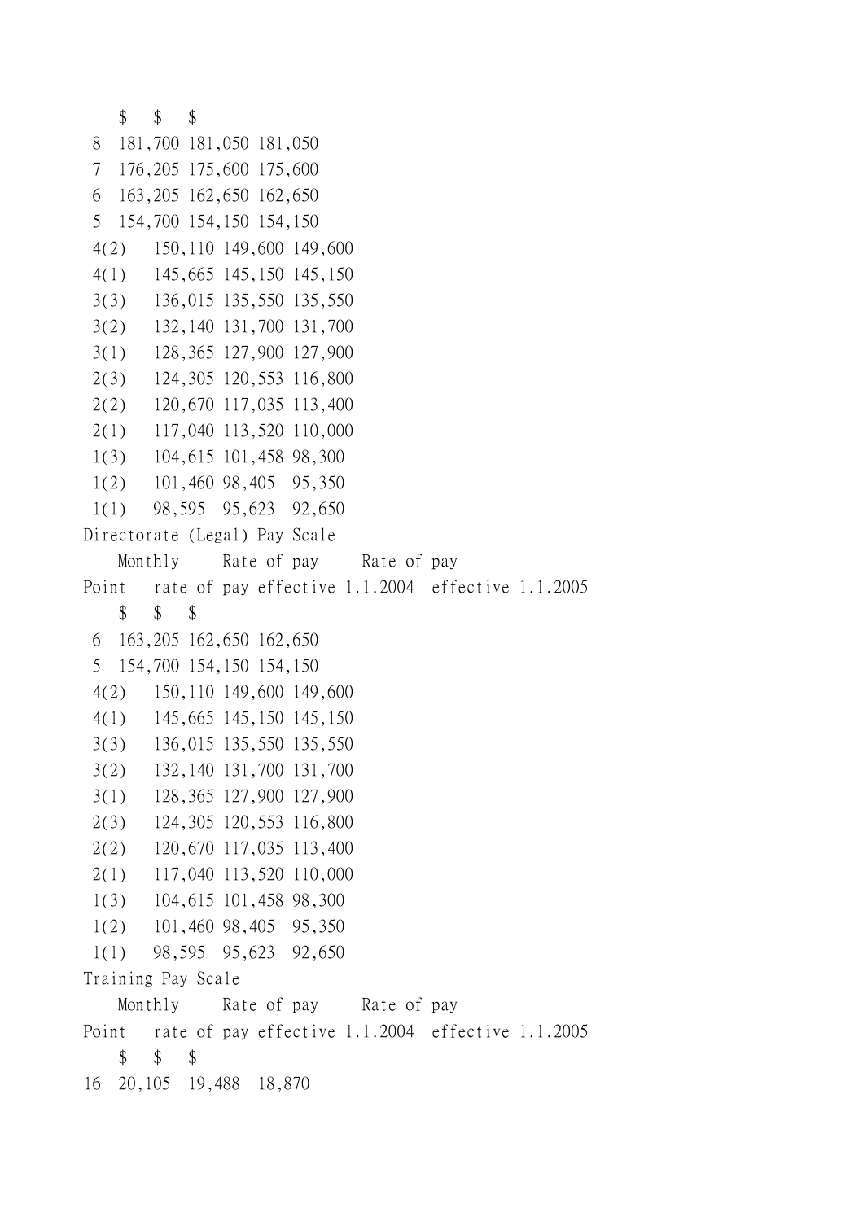| Point | Monthly rate of pay | Rate of pay effective 1.1.2004 | Rate of pay effective 1.1.2005 |
|---|---|---|---|
| | $ | $ | $ |
| 8 | 181,700 | 181,050 | 181,050 |
| 7 | 176,205 | 175,600 | 175,600 |
| 6 | 163,205 | 162,650 | 162,650 |
| 5 | 154,700 | 154,150 | 154,150 |
| 4(2) | 150,110 | 149,600 | 149,600 |
| 4(1) | 145,665 | 145,150 | 145,150 |
| 3(3) | 136,015 | 135,550 | 135,550 |
| 3(2) | 132,140 | 131,700 | 131,700 |
| 3(1) | 128,365 | 127,900 | 127,900 |
| 2(3) | 124,305 | 120,553 | 116,800 |
| 2(2) | 120,670 | 117,035 | 113,400 |
| 2(1) | 117,040 | 113,520 | 110,000 |
| 1(3) | 104,615 | 101,458 | 98,300 |
| 1(2) | 101,460 | 98,405 | 95,350 |
| 1(1) | 98,595 | 95,623 | 92,650 |

Directorate (Legal) Pay Scale

| Point | Monthly rate of pay | Rate of pay effective 1.1.2004 | Rate of pay effective 1.1.2005 |
|---|---|---|---|
| | $ | $ | $ |
| 6 | 163,205 | 162,650 | 162,650 |
| 5 | 154,700 | 154,150 | 154,150 |
| 4(2) | 150,110 | 149,600 | 149,600 |
| 4(1) | 145,665 | 145,150 | 145,150 |
| 3(3) | 136,015 | 135,550 | 135,550 |
| 3(2) | 132,140 | 131,700 | 131,700 |
| 3(1) | 128,365 | 127,900 | 127,900 |
| 2(3) | 124,305 | 120,553 | 116,800 |
| 2(2) | 120,670 | 117,035 | 113,400 |
| 2(1) | 117,040 | 113,520 | 110,000 |
| 1(3) | 104,615 | 101,458 | 98,300 |
| 1(2) | 101,460 | 98,405 | 95,350 |
| 1(1) | 98,595 | 95,623 | 92,650 |

Training Pay Scale

| Point | Monthly rate of pay | Rate of pay effective 1.1.2004 | Rate of pay effective 1.1.2005 |
|---|---|---|---|
| | $ | $ | $ |
| 16 | 20,105 | 19,488 | 18,870 |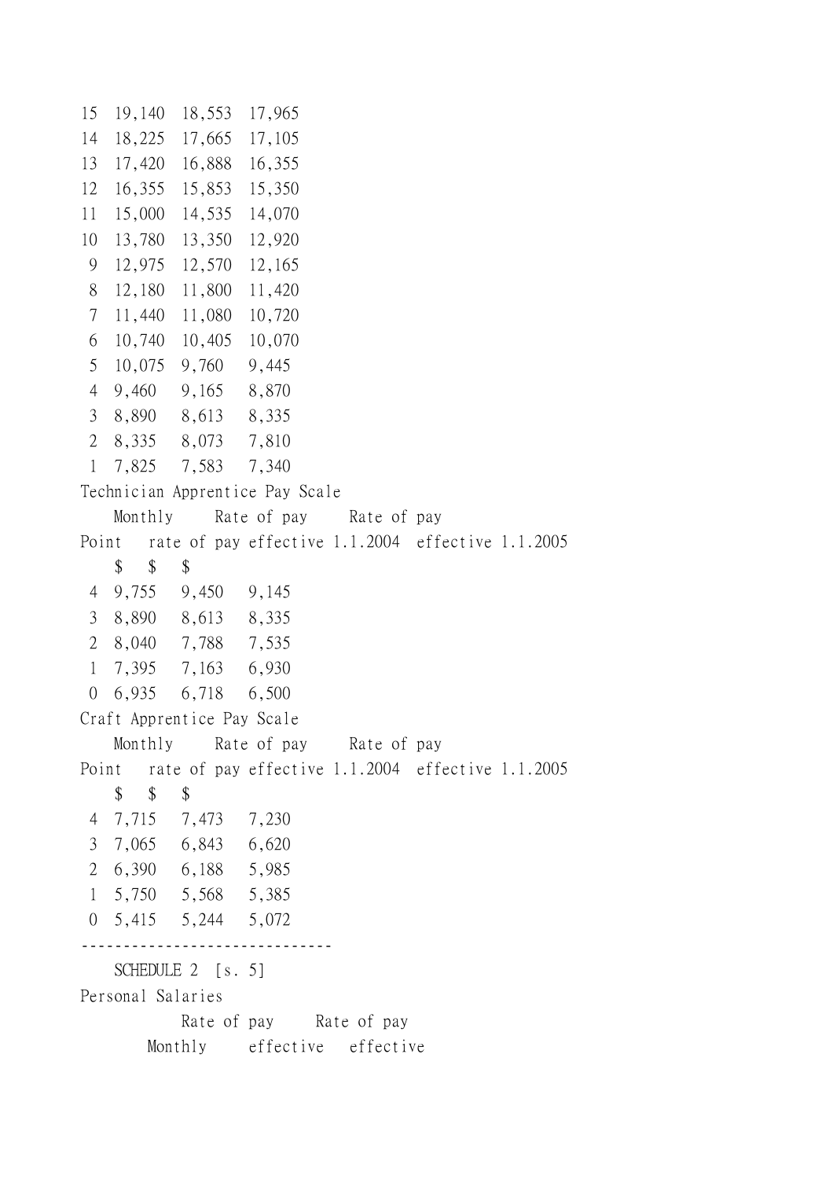| Point | Monthly rate of pay | Rate of pay effective 1.1.2004 | Rate of pay effective 1.1.2005 |
|---|---|---|---|
| 15 | 19,140 | 18,553 | 17,965 |
| 14 | 18,225 | 17,665 | 17,105 |
| 13 | 17,420 | 16,888 | 16,355 |
| 12 | 16,355 | 15,853 | 15,350 |
| 11 | 15,000 | 14,535 | 14,070 |
| 10 | 13,780 | 13,350 | 12,920 |
| 9 | 12,975 | 12,570 | 12,165 |
| 8 | 12,180 | 11,800 | 11,420 |
| 7 | 11,440 | 11,080 | 10,720 |
| 6 | 10,740 | 10,405 | 10,070 |
| 5 | 10,075 | 9,760 | 9,445 |
| 4 | 9,460 | 9,165 | 8,870 |
| 3 | 8,890 | 8,613 | 8,335 |
| 2 | 8,335 | 8,073 | 7,810 |
| 1 | 7,825 | 7,583 | 7,340 |

Technician Apprentice Pay Scale

| Point | Monthly rate of pay | Rate of pay effective 1.1.2004 | Rate of pay effective 1.1.2005 |
|---|---|---|---|
| | $ | $ | $ |
| 4 | 9,755 | 9,450 | 9,145 |
| 3 | 8,890 | 8,613 | 8,335 |
| 2 | 8,040 | 7,788 | 7,535 |
| 1 | 7,395 | 7,163 | 6,930 |
| 0 | 6,935 | 6,718 | 6,500 |

Craft Apprentice Pay Scale

| Point | Monthly rate of pay | Rate of pay effective 1.1.2004 | Rate of pay effective 1.1.2005 |
|---|---|---|---|
| | $ | $ | $ |
| 4 | 7,715 | 7,473 | 7,230 |
| 3 | 7,065 | 6,843 | 6,620 |
| 2 | 6,390 | 6,188 | 5,985 |
| 1 | 5,750 | 5,568 | 5,385 |
| 0 | 5,415 | 5,244 | 5,072 |

------------------------------

SCHEDULE 2 [s. 5]

Personal Salaries

| | Monthly | Rate of pay effective | Rate of pay effective |
|---|---|---|---|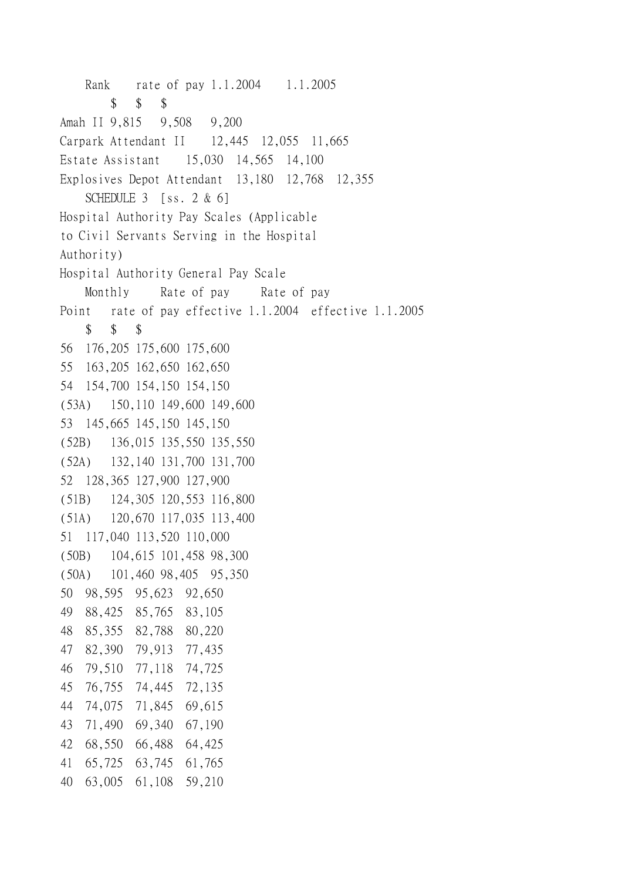| Rank | rate of pay | 1.1.2004 | 1.1.2005 |
|---|---|---|---|
| | $ | $ | $ |
| Amah II | 9,815 | 9,508 | 9,200 |
| Carpark Attendant II | 12,445 | 12,055 | 11,665 |
| Estate Assistant | 15,030 | 14,565 | 14,100 |
| Explosives Depot Attendant | 13,180 | 12,768 | 12,355 |

SCHEDULE 3 [ss. 2 & 6]

Hospital Authority Pay Scales (Applicable to Civil Servants Serving in the Hospital Authority)

Hospital Authority General Pay Scale

| Point | Monthly rate of pay | Rate of pay effective 1.1.2004 | Rate of pay effective 1.1.2005 |
|---|---|---|---|
| | $ | $ | $ |
| 56 | 176,205 | 175,600 | 175,600 |
| 55 | 163,205 | 162,650 | 162,650 |
| 54 | 154,700 | 154,150 | 154,150 |
| (53A) | 150,110 | 149,600 | 149,600 |
| 53 | 145,665 | 145,150 | 145,150 |
| (52B) | 136,015 | 135,550 | 135,550 |
| (52A) | 132,140 | 131,700 | 131,700 |
| 52 | 128,365 | 127,900 | 127,900 |
| (51B) | 124,305 | 120,553 | 116,800 |
| (51A) | 120,670 | 117,035 | 113,400 |
| 51 | 117,040 | 113,520 | 110,000 |
| (50B) | 104,615 | 101,458 | 98,300 |
| (50A) | 101,460 | 98,405 | 95,350 |
| 50 | 98,595 | 95,623 | 92,650 |
| 49 | 88,425 | 85,765 | 83,105 |
| 48 | 85,355 | 82,788 | 80,220 |
| 47 | 82,390 | 79,913 | 77,435 |
| 46 | 79,510 | 77,118 | 74,725 |
| 45 | 76,755 | 74,445 | 72,135 |
| 44 | 74,075 | 71,845 | 69,615 |
| 43 | 71,490 | 69,340 | 67,190 |
| 42 | 68,550 | 66,488 | 64,425 |
| 41 | 65,725 | 63,745 | 61,765 |
| 40 | 63,005 | 61,108 | 59,210 |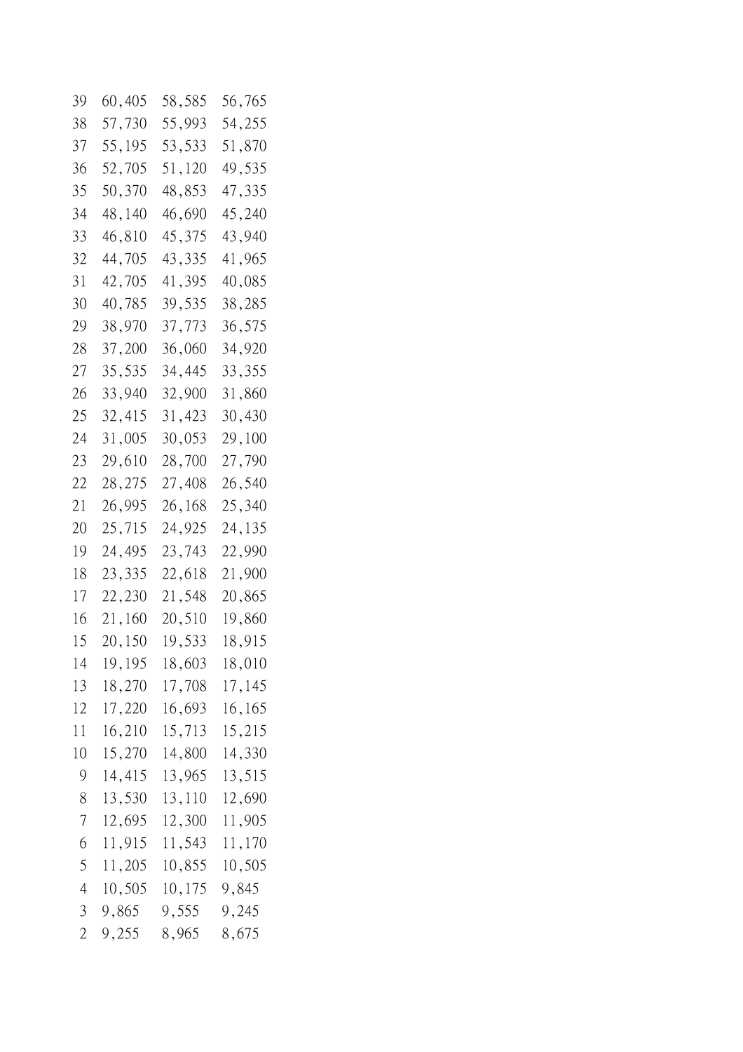| | | | |
|---|---|---|---|
| 39 | 60,405 | 58,585 | 56,765 |
| 38 | 57,730 | 55,993 | 54,255 |
| 37 | 55,195 | 53,533 | 51,870 |
| 36 | 52,705 | 51,120 | 49,535 |
| 35 | 50,370 | 48,853 | 47,335 |
| 34 | 48,140 | 46,690 | 45,240 |
| 33 | 46,810 | 45,375 | 43,940 |
| 32 | 44,705 | 43,335 | 41,965 |
| 31 | 42,705 | 41,395 | 40,085 |
| 30 | 40,785 | 39,535 | 38,285 |
| 29 | 38,970 | 37,773 | 36,575 |
| 28 | 37,200 | 36,060 | 34,920 |
| 27 | 35,535 | 34,445 | 33,355 |
| 26 | 33,940 | 32,900 | 31,860 |
| 25 | 32,415 | 31,423 | 30,430 |
| 24 | 31,005 | 30,053 | 29,100 |
| 23 | 29,610 | 28,700 | 27,790 |
| 22 | 28,275 | 27,408 | 26,540 |
| 21 | 26,995 | 26,168 | 25,340 |
| 20 | 25,715 | 24,925 | 24,135 |
| 19 | 24,495 | 23,743 | 22,990 |
| 18 | 23,335 | 22,618 | 21,900 |
| 17 | 22,230 | 21,548 | 20,865 |
| 16 | 21,160 | 20,510 | 19,860 |
| 15 | 20,150 | 19,533 | 18,915 |
| 14 | 19,195 | 18,603 | 18,010 |
| 13 | 18,270 | 17,708 | 17,145 |
| 12 | 17,220 | 16,693 | 16,165 |
| 11 | 16,210 | 15,713 | 15,215 |
| 10 | 15,270 | 14,800 | 14,330 |
| 9 | 14,415 | 13,965 | 13,515 |
| 8 | 13,530 | 13,110 | 12,690 |
| 7 | 12,695 | 12,300 | 11,905 |
| 6 | 11,915 | 11,543 | 11,170 |
| 5 | 11,205 | 10,855 | 10,505 |
| 4 | 10,505 | 10,175 | 9,845 |
| 3 | 9,865 | 9,555 | 9,245 |
| 2 | 9,255 | 8,965 | 8,675 |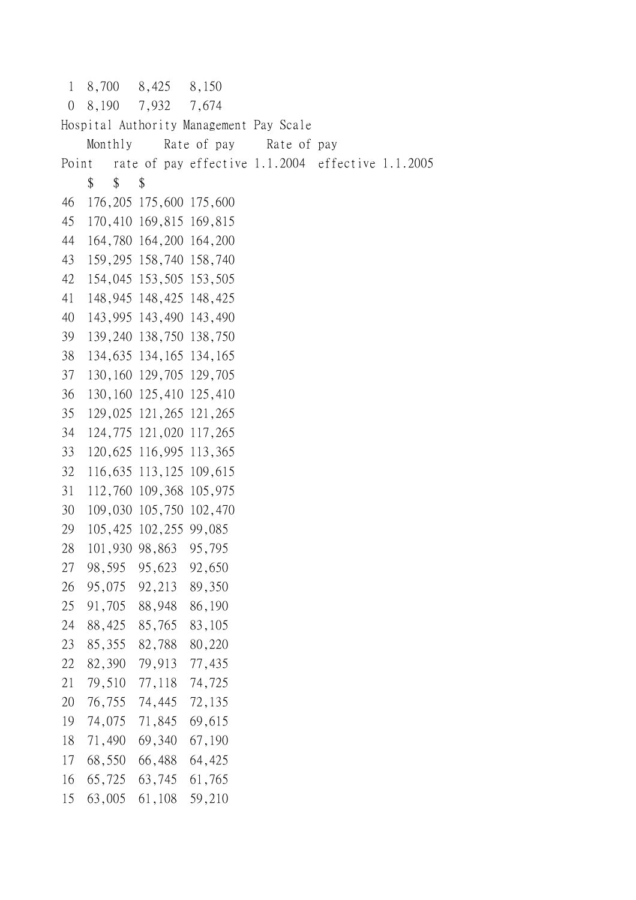| | | | |
|---|---|---|---|
| 1 | 8,700 | 8,425 | 8,150 |
| 0 | 8,190 | 7,932 | 7,674 |

Hospital Authority Management Pay Scale

| Point | Monthly rate of pay | Rate of pay effective 1.1.2004 | Rate of pay effective 1.1.2005 |
|---|---|---|---|
| | $ | $ | $ |
| 46 | 176,205 | 175,600 | 175,600 |
| 45 | 170,410 | 169,815 | 169,815 |
| 44 | 164,780 | 164,200 | 164,200 |
| 43 | 159,295 | 158,740 | 158,740 |
| 42 | 154,045 | 153,505 | 153,505 |
| 41 | 148,945 | 148,425 | 148,425 |
| 40 | 143,995 | 143,490 | 143,490 |
| 39 | 139,240 | 138,750 | 138,750 |
| 38 | 134,635 | 134,165 | 134,165 |
| 37 | 130,160 | 129,705 | 129,705 |
| 36 | 130,160 | 125,410 | 125,410 |
| 35 | 129,025 | 121,265 | 121,265 |
| 34 | 124,775 | 121,020 | 117,265 |
| 33 | 120,625 | 116,995 | 113,365 |
| 32 | 116,635 | 113,125 | 109,615 |
| 31 | 112,760 | 109,368 | 105,975 |
| 30 | 109,030 | 105,750 | 102,470 |
| 29 | 105,425 | 102,255 | 99,085 |
| 28 | 101,930 | 98,863 | 95,795 |
| 27 | 98,595 | 95,623 | 92,650 |
| 26 | 95,075 | 92,213 | 89,350 |
| 25 | 91,705 | 88,948 | 86,190 |
| 24 | 88,425 | 85,765 | 83,105 |
| 23 | 85,355 | 82,788 | 80,220 |
| 22 | 82,390 | 79,913 | 77,435 |
| 21 | 79,510 | 77,118 | 74,725 |
| 20 | 76,755 | 74,445 | 72,135 |
| 19 | 74,075 | 71,845 | 69,615 |
| 18 | 71,490 | 69,340 | 67,190 |
| 17 | 68,550 | 66,488 | 64,425 |
| 16 | 65,725 | 63,745 | 61,765 |
| 15 | 63,005 | 61,108 | 59,210 |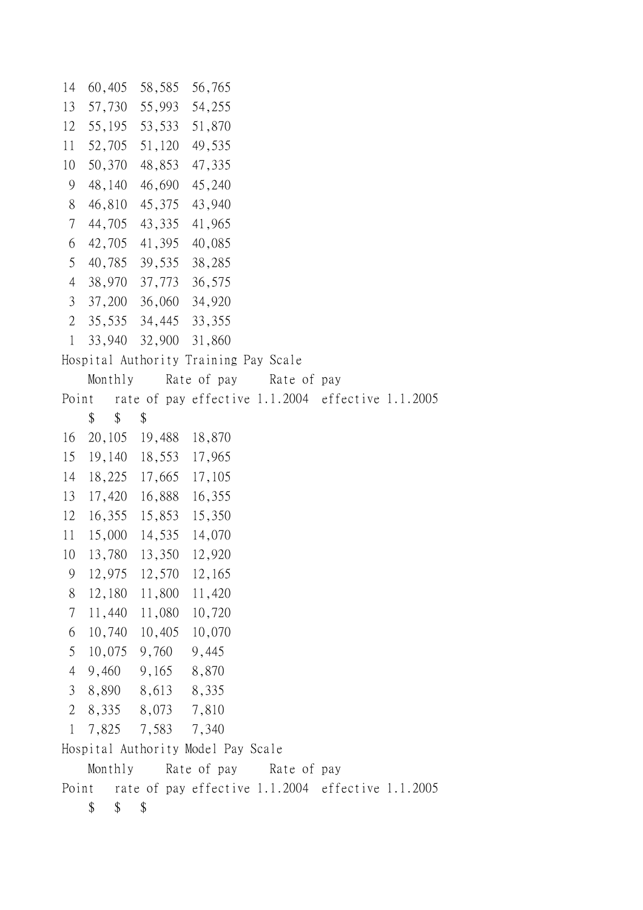| Point | Monthly rate of pay | Rate of pay effective 1.1.2004 | Rate of pay effective 1.1.2005 |
|---|---|---|---|
| 14 | 60,405 | 58,585 | 56,765 |
| 13 | 57,730 | 55,993 | 54,255 |
| 12 | 55,195 | 53,533 | 51,870 |
| 11 | 52,705 | 51,120 | 49,535 |
| 10 | 50,370 | 48,853 | 47,335 |
| 9 | 48,140 | 46,690 | 45,240 |
| 8 | 46,810 | 45,375 | 43,940 |
| 7 | 44,705 | 43,335 | 41,965 |
| 6 | 42,705 | 41,395 | 40,085 |
| 5 | 40,785 | 39,535 | 38,285 |
| 4 | 38,970 | 37,773 | 36,575 |
| 3 | 37,200 | 36,060 | 34,920 |
| 2 | 35,535 | 34,445 | 33,355 |
| 1 | 33,940 | 32,900 | 31,860 |

Hospital Authority Training Pay Scale

| Point | Monthly rate of pay | Rate of pay effective 1.1.2004 | Rate of pay effective 1.1.2005 |
|---|---|---|---|
| | $ | $ | $ |
| 16 | 20,105 | 19,488 | 18,870 |
| 15 | 19,140 | 18,553 | 17,965 |
| 14 | 18,225 | 17,665 | 17,105 |
| 13 | 17,420 | 16,888 | 16,355 |
| 12 | 16,355 | 15,853 | 15,350 |
| 11 | 15,000 | 14,535 | 14,070 |
| 10 | 13,780 | 13,350 | 12,920 |
| 9 | 12,975 | 12,570 | 12,165 |
| 8 | 12,180 | 11,800 | 11,420 |
| 7 | 11,440 | 11,080 | 10,720 |
| 6 | 10,740 | 10,405 | 10,070 |
| 5 | 10,075 | 9,760 | 9,445 |
| 4 | 9,460 | 9,165 | 8,870 |
| 3 | 8,890 | 8,613 | 8,335 |
| 2 | 8,335 | 8,073 | 7,810 |
| 1 | 7,825 | 7,583 | 7,340 |

Hospital Authority Model Pay Scale

| Point | Monthly rate of pay | Rate of pay effective 1.1.2004 | Rate of pay effective 1.1.2005 |
|---|---|---|---|
| | $ | $ | $ |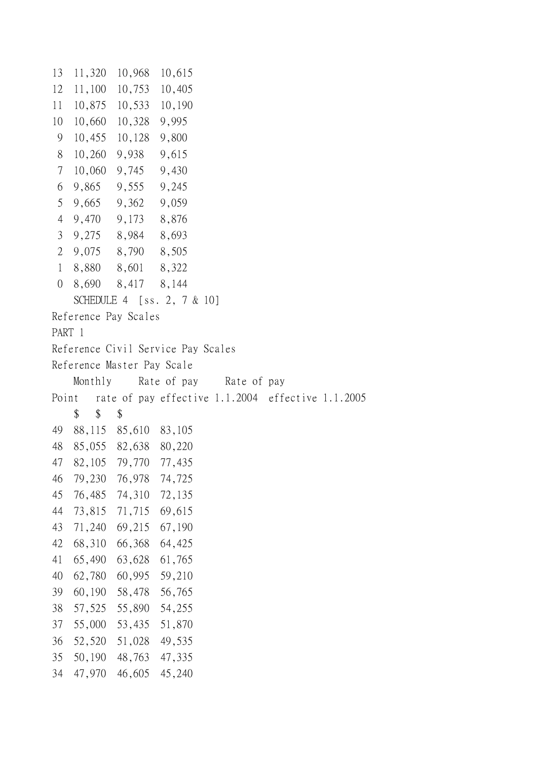| | | | |
|---|---|---|---|
| 13 | 11,320 | 10,968 | 10,615 |
| 12 | 11,100 | 10,753 | 10,405 |
| 11 | 10,875 | 10,533 | 10,190 |
| 10 | 10,660 | 10,328 | 9,995 |
| 9 | 10,455 | 10,128 | 9,800 |
| 8 | 10,260 | 9,938 | 9,615 |
| 7 | 10,060 | 9,745 | 9,430 |
| 6 | 9,865 | 9,555 | 9,245 |
| 5 | 9,665 | 9,362 | 9,059 |
| 4 | 9,470 | 9,173 | 8,876 |
| 3 | 9,275 | 8,984 | 8,693 |
| 2 | 9,075 | 8,790 | 8,505 |
| 1 | 8,880 | 8,601 | 8,322 |
| 0 | 8,690 | 8,417 | 8,144 |

SCHEDULE 4 [ss. 2, 7 & 10]

Reference Pay Scales

PART 1

Reference Civil Service Pay Scales

Reference Master Pay Scale

| Point | Monthly rate of pay | Rate of pay effective 1.1.2004 | Rate of pay effective 1.1.2005 |
|---|---|---|---|
| | $ | $ | $ |
| 49 | 88,115 | 85,610 | 83,105 |
| 48 | 85,055 | 82,638 | 80,220 |
| 47 | 82,105 | 79,770 | 77,435 |
| 46 | 79,230 | 76,978 | 74,725 |
| 45 | 76,485 | 74,310 | 72,135 |
| 44 | 73,815 | 71,715 | 69,615 |
| 43 | 71,240 | 69,215 | 67,190 |
| 42 | 68,310 | 66,368 | 64,425 |
| 41 | 65,490 | 63,628 | 61,765 |
| 40 | 62,780 | 60,995 | 59,210 |
| 39 | 60,190 | 58,478 | 56,765 |
| 38 | 57,525 | 55,890 | 54,255 |
| 37 | 55,000 | 53,435 | 51,870 |
| 36 | 52,520 | 51,028 | 49,535 |
| 35 | 50,190 | 48,763 | 47,335 |
| 34 | 47,970 | 46,605 | 45,240 |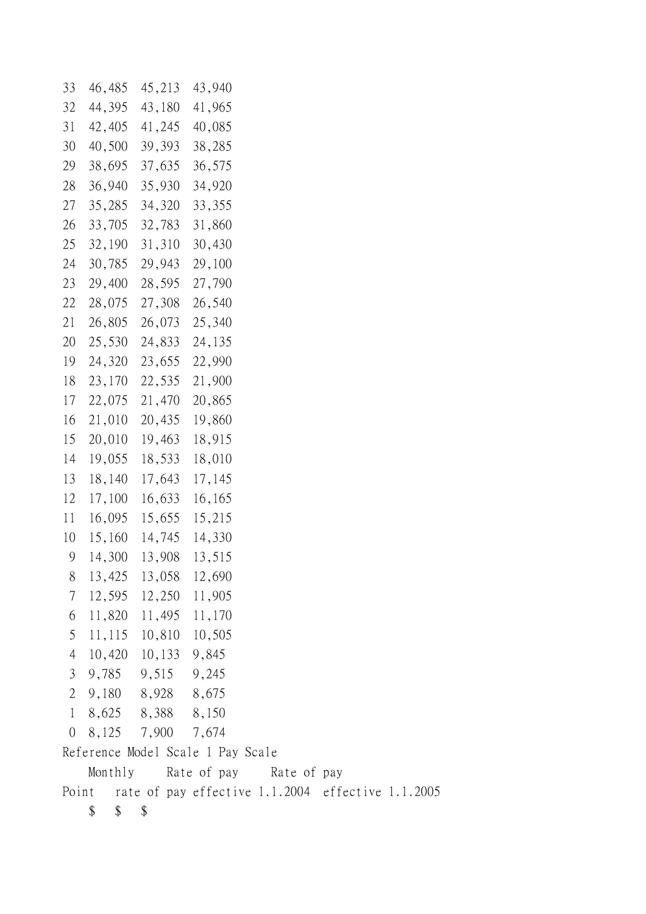| Point | Monthly rate of pay | Rate of pay effective 1.1.2004 | Rate of pay effective 1.1.2005 |
|---|---|---|---|
| | $ | $ | $ |
| 33 | 46,485 | 45,213 | 43,940 |
| 32 | 44,395 | 43,180 | 41,965 |
| 31 | 42,405 | 41,245 | 40,085 |
| 30 | 40,500 | 39,393 | 38,285 |
| 29 | 38,695 | 37,635 | 36,575 |
| 28 | 36,940 | 35,930 | 34,920 |
| 27 | 35,285 | 34,320 | 33,355 |
| 26 | 33,705 | 32,783 | 31,860 |
| 25 | 32,190 | 31,310 | 30,430 |
| 24 | 30,785 | 29,943 | 29,100 |
| 23 | 29,400 | 28,595 | 27,790 |
| 22 | 28,075 | 27,308 | 26,540 |
| 21 | 26,805 | 26,073 | 25,340 |
| 20 | 25,530 | 24,833 | 24,135 |
| 19 | 24,320 | 23,655 | 22,990 |
| 18 | 23,170 | 22,535 | 21,900 |
| 17 | 22,075 | 21,470 | 20,865 |
| 16 | 21,010 | 20,435 | 19,860 |
| 15 | 20,010 | 19,463 | 18,915 |
| 14 | 19,055 | 18,533 | 18,010 |
| 13 | 18,140 | 17,643 | 17,145 |
| 12 | 17,100 | 16,633 | 16,165 |
| 11 | 16,095 | 15,655 | 15,215 |
| 10 | 15,160 | 14,745 | 14,330 |
| 9 | 14,300 | 13,908 | 13,515 |
| 8 | 13,425 | 13,058 | 12,690 |
| 7 | 12,595 | 12,250 | 11,905 |
| 6 | 11,820 | 11,495 | 11,170 |
| 5 | 11,115 | 10,810 | 10,505 |
| 4 | 10,420 | 10,133 | 9,845 |
| 3 | 9,785 | 9,515 | 9,245 |
| 2 | 9,180 | 8,928 | 8,675 |
| 1 | 8,625 | 8,388 | 8,150 |
| 0 | 8,125 | 7,900 | 7,674 |

Reference Model Scale 1 Pay Scale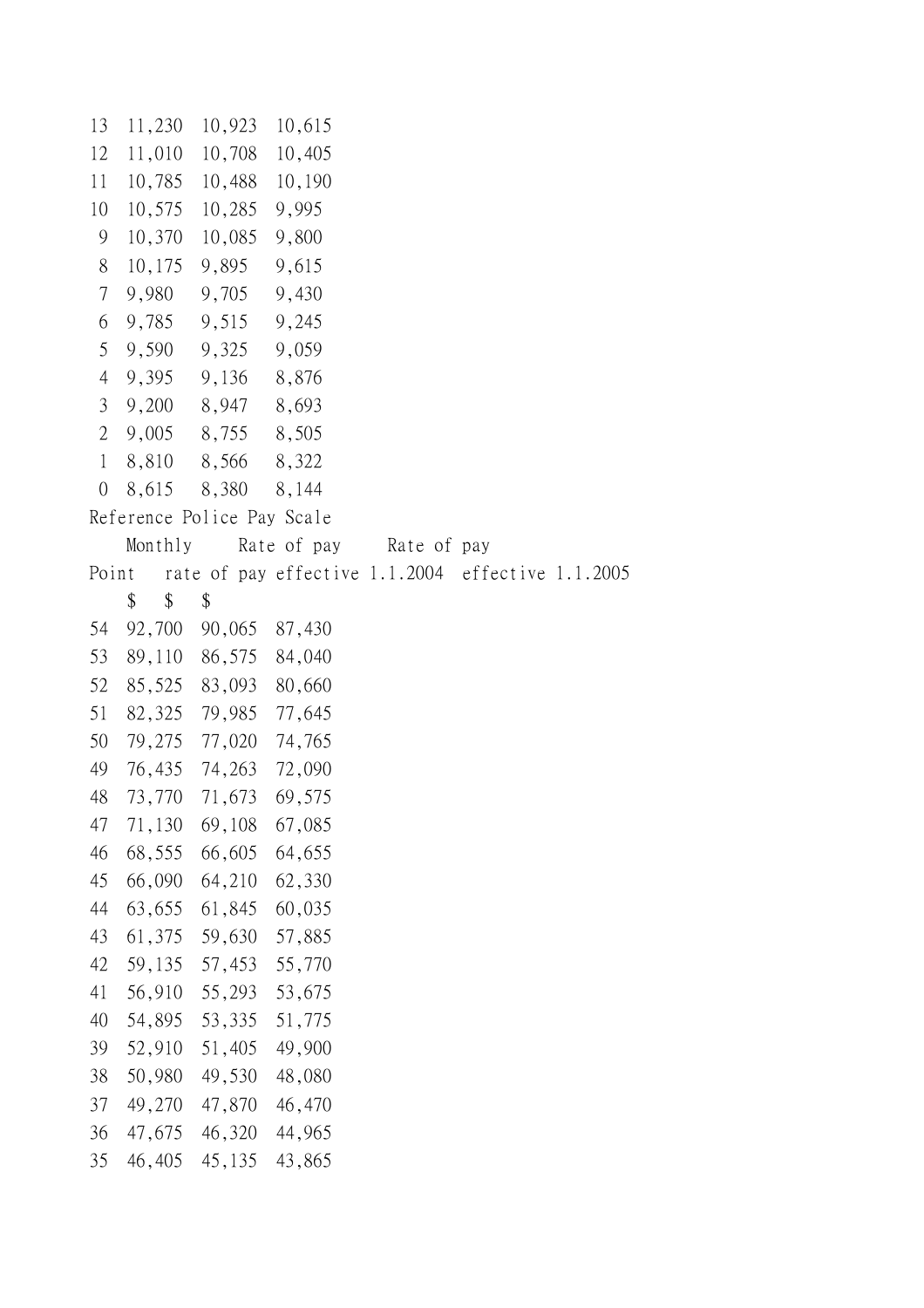| | | | |
|---|---|---|---|
| 13 | 11,230 | 10,923 | 10,615 |
| 12 | 11,010 | 10,708 | 10,405 |
| 11 | 10,785 | 10,488 | 10,190 |
| 10 | 10,575 | 10,285 | 9,995 |
| 9 | 10,370 | 10,085 | 9,800 |
| 8 | 10,175 | 9,895 | 9,615 |
| 7 | 9,980 | 9,705 | 9,430 |
| 6 | 9,785 | 9,515 | 9,245 |
| 5 | 9,590 | 9,325 | 9,059 |
| 4 | 9,395 | 9,136 | 8,876 |
| 3 | 9,200 | 8,947 | 8,693 |
| 2 | 9,005 | 8,755 | 8,505 |
| 1 | 8,810 | 8,566 | 8,322 |
| 0 | 8,615 | 8,380 | 8,144 |

Reference Police Pay Scale

| Point | Monthly rate of pay | Rate of pay effective 1.1.2004 | Rate of pay effective 1.1.2005 |
|---|---|---|---|
| | $ | $ | $ |
| 54 | 92,700 | 90,065 | 87,430 |
| 53 | 89,110 | 86,575 | 84,040 |
| 52 | 85,525 | 83,093 | 80,660 |
| 51 | 82,325 | 79,985 | 77,645 |
| 50 | 79,275 | 77,020 | 74,765 |
| 49 | 76,435 | 74,263 | 72,090 |
| 48 | 73,770 | 71,673 | 69,575 |
| 47 | 71,130 | 69,108 | 67,085 |
| 46 | 68,555 | 66,605 | 64,655 |
| 45 | 66,090 | 64,210 | 62,330 |
| 44 | 63,655 | 61,845 | 60,035 |
| 43 | 61,375 | 59,630 | 57,885 |
| 42 | 59,135 | 57,453 | 55,770 |
| 41 | 56,910 | 55,293 | 53,675 |
| 40 | 54,895 | 53,335 | 51,775 |
| 39 | 52,910 | 51,405 | 49,900 |
| 38 | 50,980 | 49,530 | 48,080 |
| 37 | 49,270 | 47,870 | 46,470 |
| 36 | 47,675 | 46,320 | 44,965 |
| 35 | 46,405 | 45,135 | 43,865 |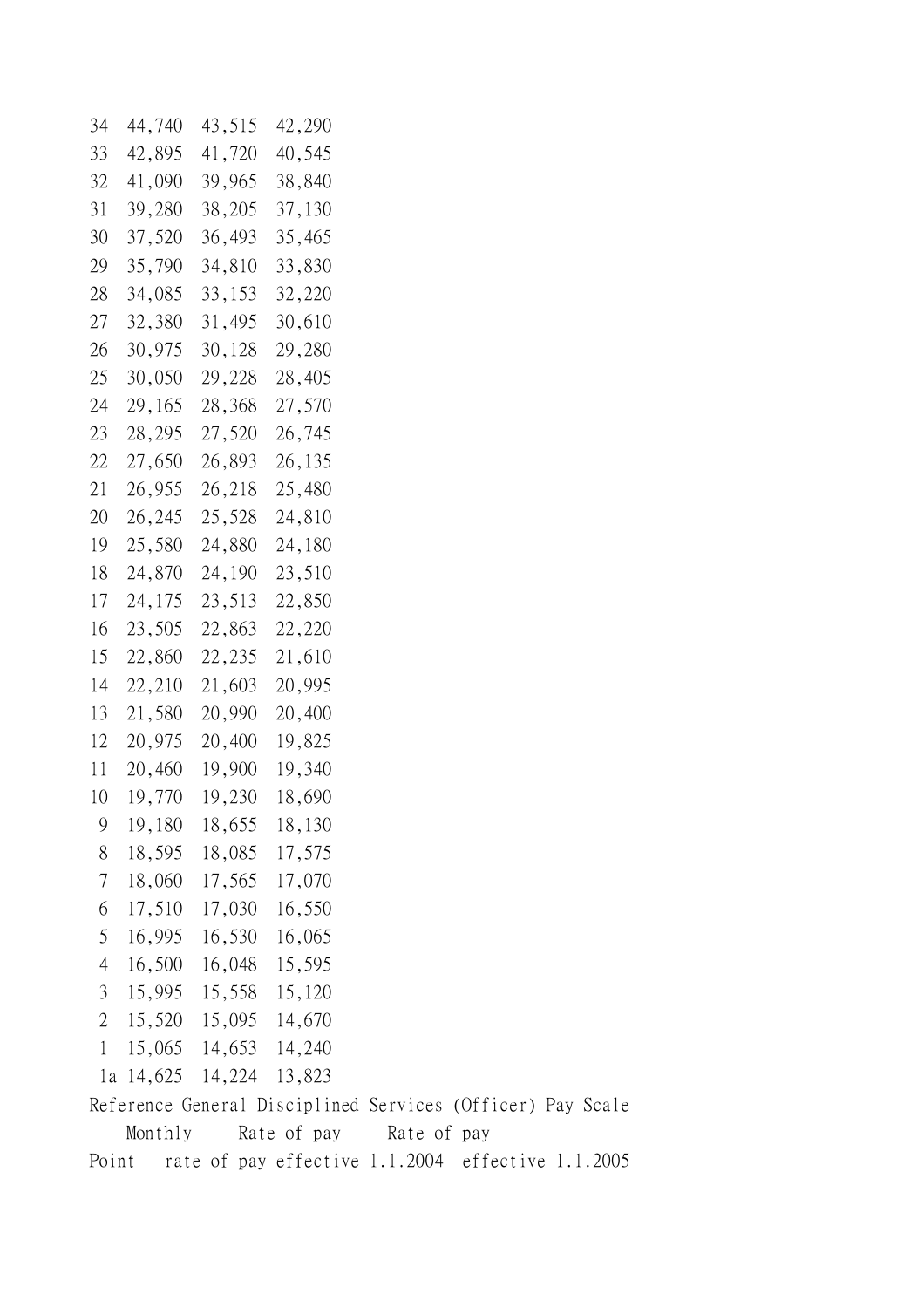| Point | Monthly rate of pay | Rate of pay effective 1.1.2004 | Rate of pay effective 1.1.2005 |
|---|---|---|---|
| 34 | 44,740 | 43,515 | 42,290 |
| 33 | 42,895 | 41,720 | 40,545 |
| 32 | 41,090 | 39,965 | 38,840 |
| 31 | 39,280 | 38,205 | 37,130 |
| 30 | 37,520 | 36,493 | 35,465 |
| 29 | 35,790 | 34,810 | 33,830 |
| 28 | 34,085 | 33,153 | 32,220 |
| 27 | 32,380 | 31,495 | 30,610 |
| 26 | 30,975 | 30,128 | 29,280 |
| 25 | 30,050 | 29,228 | 28,405 |
| 24 | 29,165 | 28,368 | 27,570 |
| 23 | 28,295 | 27,520 | 26,745 |
| 22 | 27,650 | 26,893 | 26,135 |
| 21 | 26,955 | 26,218 | 25,480 |
| 20 | 26,245 | 25,528 | 24,810 |
| 19 | 25,580 | 24,880 | 24,180 |
| 18 | 24,870 | 24,190 | 23,510 |
| 17 | 24,175 | 23,513 | 22,850 |
| 16 | 23,505 | 22,863 | 22,220 |
| 15 | 22,860 | 22,235 | 21,610 |
| 14 | 22,210 | 21,603 | 20,995 |
| 13 | 21,580 | 20,990 | 20,400 |
| 12 | 20,975 | 20,400 | 19,825 |
| 11 | 20,460 | 19,900 | 19,340 |
| 10 | 19,770 | 19,230 | 18,690 |
| 9 | 19,180 | 18,655 | 18,130 |
| 8 | 18,595 | 18,085 | 17,575 |
| 7 | 18,060 | 17,565 | 17,070 |
| 6 | 17,510 | 17,030 | 16,550 |
| 5 | 16,995 | 16,530 | 16,065 |
| 4 | 16,500 | 16,048 | 15,595 |
| 3 | 15,995 | 15,558 | 15,120 |
| 2 | 15,520 | 15,095 | 14,670 |
| 1 | 15,065 | 14,653 | 14,240 |
| 1a | 14,625 | 14,224 | 13,823 |

Reference General Disciplined Services (Officer) Pay Scale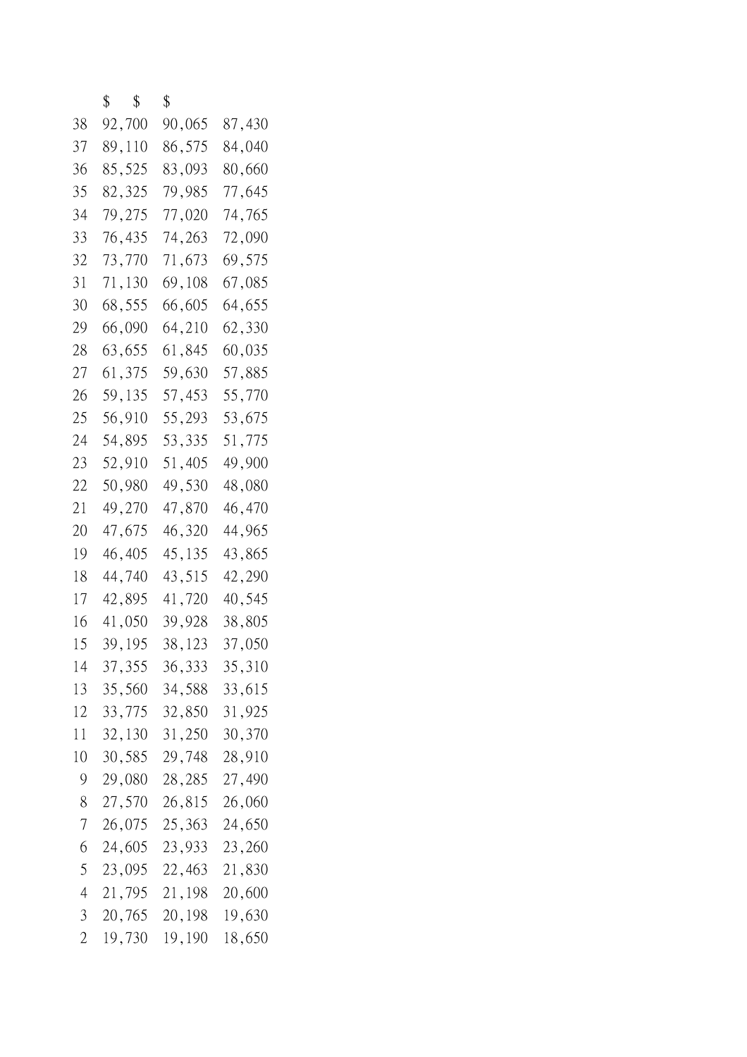| | $ | $ | $ |
|---|---|---|---|
| 38 | 92,700 | 90,065 | 87,430 |
| 37 | 89,110 | 86,575 | 84,040 |
| 36 | 85,525 | 83,093 | 80,660 |
| 35 | 82,325 | 79,985 | 77,645 |
| 34 | 79,275 | 77,020 | 74,765 |
| 33 | 76,435 | 74,263 | 72,090 |
| 32 | 73,770 | 71,673 | 69,575 |
| 31 | 71,130 | 69,108 | 67,085 |
| 30 | 68,555 | 66,605 | 64,655 |
| 29 | 66,090 | 64,210 | 62,330 |
| 28 | 63,655 | 61,845 | 60,035 |
| 27 | 61,375 | 59,630 | 57,885 |
| 26 | 59,135 | 57,453 | 55,770 |
| 25 | 56,910 | 55,293 | 53,675 |
| 24 | 54,895 | 53,335 | 51,775 |
| 23 | 52,910 | 51,405 | 49,900 |
| 22 | 50,980 | 49,530 | 48,080 |
| 21 | 49,270 | 47,870 | 46,470 |
| 20 | 47,675 | 46,320 | 44,965 |
| 19 | 46,405 | 45,135 | 43,865 |
| 18 | 44,740 | 43,515 | 42,290 |
| 17 | 42,895 | 41,720 | 40,545 |
| 16 | 41,050 | 39,928 | 38,805 |
| 15 | 39,195 | 38,123 | 37,050 |
| 14 | 37,355 | 36,333 | 35,310 |
| 13 | 35,560 | 34,588 | 33,615 |
| 12 | 33,775 | 32,850 | 31,925 |
| 11 | 32,130 | 31,250 | 30,370 |
| 10 | 30,585 | 29,748 | 28,910 |
| 9 | 29,080 | 28,285 | 27,490 |
| 8 | 27,570 | 26,815 | 26,060 |
| 7 | 26,075 | 25,363 | 24,650 |
| 6 | 24,605 | 23,933 | 23,260 |
| 5 | 23,095 | 22,463 | 21,830 |
| 4 | 21,795 | 21,198 | 20,600 |
| 3 | 20,765 | 20,198 | 19,630 |
| 2 | 19,730 | 19,190 | 18,650 |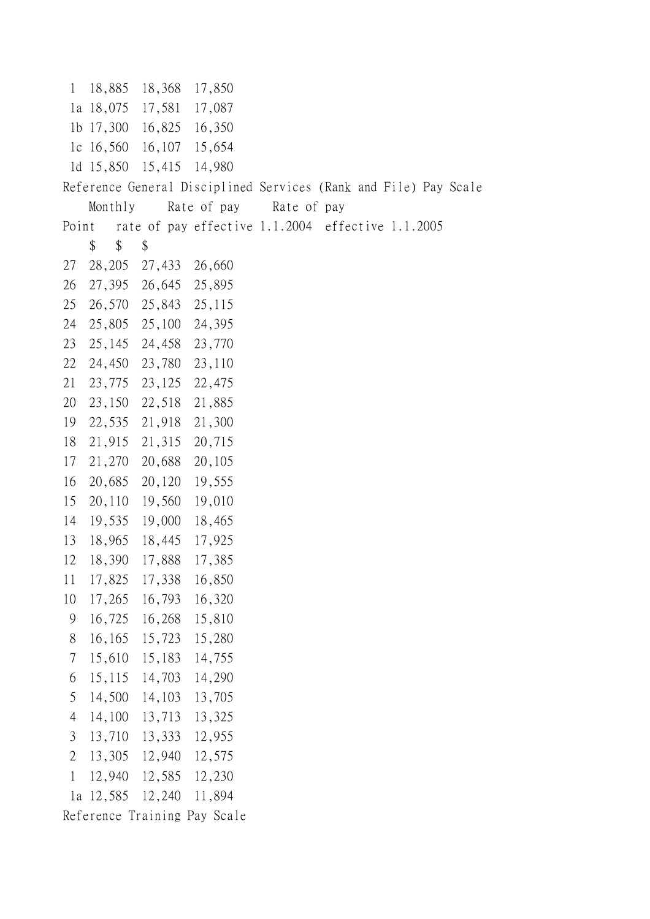| | | | |
|---|---|---|---|
| 1 | 18,885 | 18,368 | 17,850 |
| 1a | 18,075 | 17,581 | 17,087 |
| 1b | 17,300 | 16,825 | 16,350 |
| 1c | 16,560 | 16,107 | 15,654 |
| 1d | 15,850 | 15,415 | 14,980 |

Reference General Disciplined Services (Rank and File) Pay Scale

| Point | Monthly rate of pay | Rate of pay effective 1.1.2004 | Rate of pay effective 1.1.2005 |
|---|---|---|---|
| | $ | $ | $ |
| 27 | 28,205 | 27,433 | 26,660 |
| 26 | 27,395 | 26,645 | 25,895 |
| 25 | 26,570 | 25,843 | 25,115 |
| 24 | 25,805 | 25,100 | 24,395 |
| 23 | 25,145 | 24,458 | 23,770 |
| 22 | 24,450 | 23,780 | 23,110 |
| 21 | 23,775 | 23,125 | 22,475 |
| 20 | 23,150 | 22,518 | 21,885 |
| 19 | 22,535 | 21,918 | 21,300 |
| 18 | 21,915 | 21,315 | 20,715 |
| 17 | 21,270 | 20,688 | 20,105 |
| 16 | 20,685 | 20,120 | 19,555 |
| 15 | 20,110 | 19,560 | 19,010 |
| 14 | 19,535 | 19,000 | 18,465 |
| 13 | 18,965 | 18,445 | 17,925 |
| 12 | 18,390 | 17,888 | 17,385 |
| 11 | 17,825 | 17,338 | 16,850 |
| 10 | 17,265 | 16,793 | 16,320 |
| 9 | 16,725 | 16,268 | 15,810 |
| 8 | 16,165 | 15,723 | 15,280 |
| 7 | 15,610 | 15,183 | 14,755 |
| 6 | 15,115 | 14,703 | 14,290 |
| 5 | 14,500 | 14,103 | 13,705 |
| 4 | 14,100 | 13,713 | 13,325 |
| 3 | 13,710 | 13,333 | 12,955 |
| 2 | 13,305 | 12,940 | 12,575 |
| 1 | 12,940 | 12,585 | 12,230 |
| 1a | 12,585 | 12,240 | 11,894 |

Reference Training Pay Scale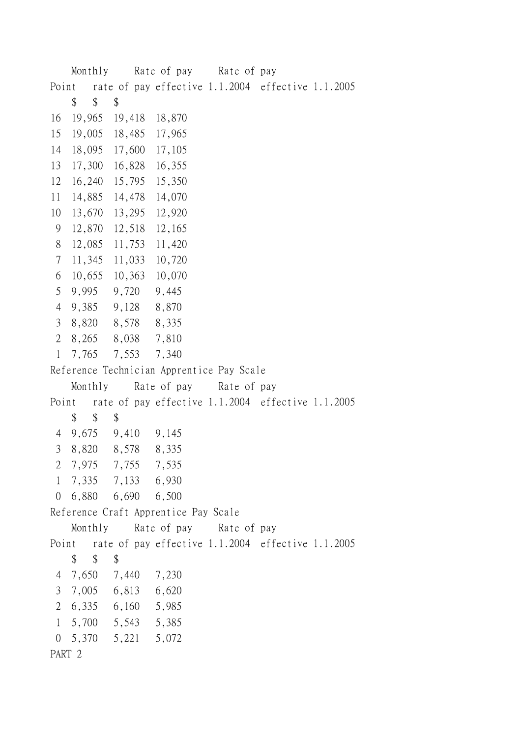| Point | Monthly rate of pay | Rate of pay effective 1.1.2004 | Rate of pay effective 1.1.2005 |
|---|---|---|---|
| | $ | $ | $ |
| 16 | 19,965 | 19,418 | 18,870 |
| 15 | 19,005 | 18,485 | 17,965 |
| 14 | 18,095 | 17,600 | 17,105 |
| 13 | 17,300 | 16,828 | 16,355 |
| 12 | 16,240 | 15,795 | 15,350 |
| 11 | 14,885 | 14,478 | 14,070 |
| 10 | 13,670 | 13,295 | 12,920 |
| 9 | 12,870 | 12,518 | 12,165 |
| 8 | 12,085 | 11,753 | 11,420 |
| 7 | 11,345 | 11,033 | 10,720 |
| 6 | 10,655 | 10,363 | 10,070 |
| 5 | 9,995 | 9,720 | 9,445 |
| 4 | 9,385 | 9,128 | 8,870 |
| 3 | 8,820 | 8,578 | 8,335 |
| 2 | 8,265 | 8,038 | 7,810 |
| 1 | 7,765 | 7,553 | 7,340 |

Reference Technician Apprentice Pay Scale

| Point | Monthly rate of pay | Rate of pay effective 1.1.2004 | Rate of pay effective 1.1.2005 |
|---|---|---|---|
| | $ | $ | $ |
| 4 | 9,675 | 9,410 | 9,145 |
| 3 | 8,820 | 8,578 | 8,335 |
| 2 | 7,975 | 7,755 | 7,535 |
| 1 | 7,335 | 7,133 | 6,930 |
| 0 | 6,880 | 6,690 | 6,500 |

Reference Craft Apprentice Pay Scale

| Point | Monthly rate of pay | Rate of pay effective 1.1.2004 | Rate of pay effective 1.1.2005 |
|---|---|---|---|
| | $ | $ | $ |
| 4 | 7,650 | 7,440 | 7,230 |
| 3 | 7,005 | 6,813 | 6,620 |
| 2 | 6,335 | 6,160 | 5,985 |
| 1 | 5,700 | 5,543 | 5,385 |
| 0 | 5,370 | 5,221 | 5,072 |

PART 2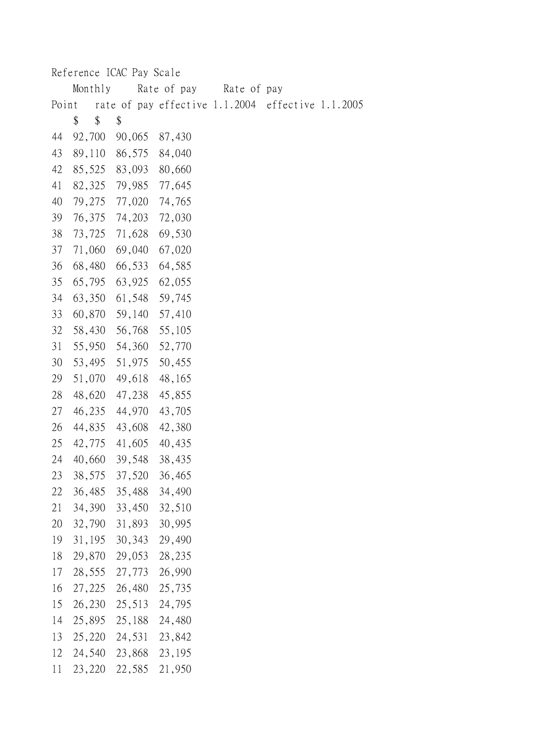Reference ICAC Pay Scale

| Point | Monthly rate of pay | Rate of pay effective 1.1.2004 | Rate of pay effective 1.1.2005 |
|---|---|---|---|
| | $ | $ | $ |
| 44 | 92,700 | 90,065 | 87,430 |
| 43 | 89,110 | 86,575 | 84,040 |
| 42 | 85,525 | 83,093 | 80,660 |
| 41 | 82,325 | 79,985 | 77,645 |
| 40 | 79,275 | 77,020 | 74,765 |
| 39 | 76,375 | 74,203 | 72,030 |
| 38 | 73,725 | 71,628 | 69,530 |
| 37 | 71,060 | 69,040 | 67,020 |
| 36 | 68,480 | 66,533 | 64,585 |
| 35 | 65,795 | 63,925 | 62,055 |
| 34 | 63,350 | 61,548 | 59,745 |
| 33 | 60,870 | 59,140 | 57,410 |
| 32 | 58,430 | 56,768 | 55,105 |
| 31 | 55,950 | 54,360 | 52,770 |
| 30 | 53,495 | 51,975 | 50,455 |
| 29 | 51,070 | 49,618 | 48,165 |
| 28 | 48,620 | 47,238 | 45,855 |
| 27 | 46,235 | 44,970 | 43,705 |
| 26 | 44,835 | 43,608 | 42,380 |
| 25 | 42,775 | 41,605 | 40,435 |
| 24 | 40,660 | 39,548 | 38,435 |
| 23 | 38,575 | 37,520 | 36,465 |
| 22 | 36,485 | 35,488 | 34,490 |
| 21 | 34,390 | 33,450 | 32,510 |
| 20 | 32,790 | 31,893 | 30,995 |
| 19 | 31,195 | 30,343 | 29,490 |
| 18 | 29,870 | 29,053 | 28,235 |
| 17 | 28,555 | 27,773 | 26,990 |
| 16 | 27,225 | 26,480 | 25,735 |
| 15 | 26,230 | 25,513 | 24,795 |
| 14 | 25,895 | 25,188 | 24,480 |
| 13 | 25,220 | 24,531 | 23,842 |
| 12 | 24,540 | 23,868 | 23,195 |
| 11 | 23,220 | 22,585 | 21,950 |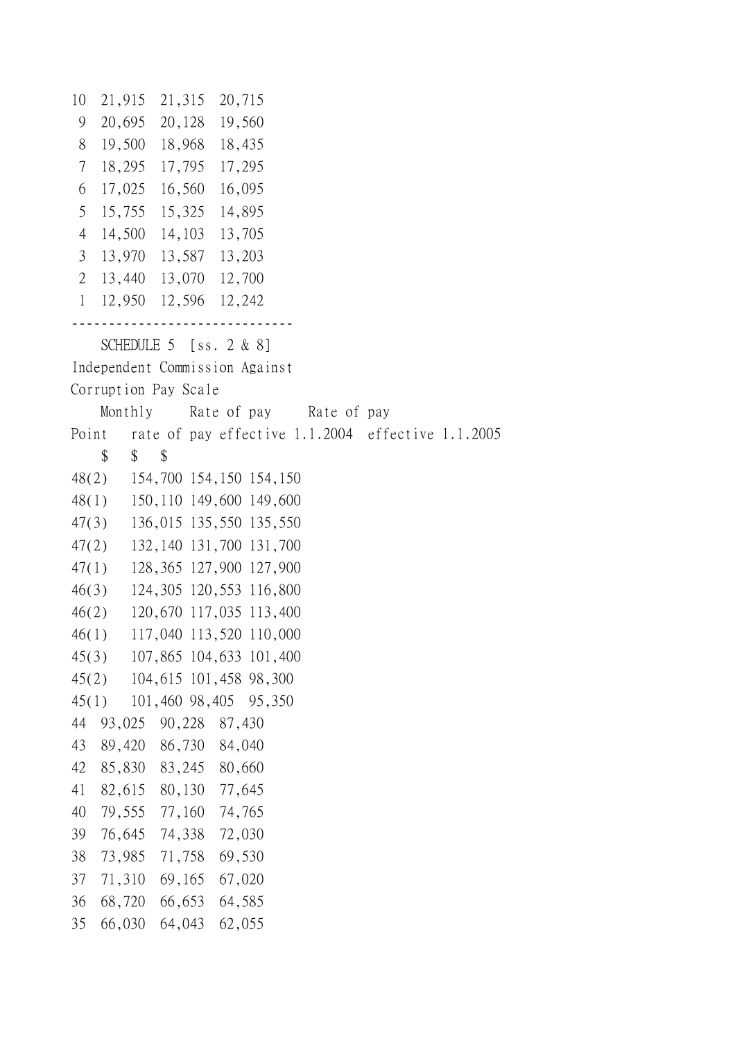| Point | | | |
|---|---|---|---|
| 10 | 21,915 | 21,315 | 20,715 |
| 9 | 20,695 | 20,128 | 19,560 |
| 8 | 19,500 | 18,968 | 18,435 |
| 7 | 18,295 | 17,795 | 17,295 |
| 6 | 17,025 | 16,560 | 16,095 |
| 5 | 15,755 | 15,325 | 14,895 |
| 4 | 14,500 | 14,103 | 13,705 |
| 3 | 13,970 | 13,587 | 13,203 |
| 2 | 13,440 | 13,070 | 12,700 |
| 1 | 12,950 | 12,596 | 12,242 |

------------------------------

SCHEDULE 5 [ss. 2 & 8]

Independent Commission Against Corruption Pay Scale

| Point | Monthly rate of pay | Rate of pay effective 1.1.2004 | Rate of pay effective 1.1.2005 |
|---|---|---|---|
| | $ | $ | $ |
| 48(2) | 154,700 | 154,150 | 154,150 |
| 48(1) | 150,110 | 149,600 | 149,600 |
| 47(3) | 136,015 | 135,550 | 135,550 |
| 47(2) | 132,140 | 131,700 | 131,700 |
| 47(1) | 128,365 | 127,900 | 127,900 |
| 46(3) | 124,305 | 120,553 | 116,800 |
| 46(2) | 120,670 | 117,035 | 113,400 |
| 46(1) | 117,040 | 113,520 | 110,000 |
| 45(3) | 107,865 | 104,633 | 101,400 |
| 45(2) | 104,615 | 101,458 | 98,300 |
| 45(1) | 101,460 | 98,405 | 95,350 |
| 44 | 93,025 | 90,228 | 87,430 |
| 43 | 89,420 | 86,730 | 84,040 |
| 42 | 85,830 | 83,245 | 80,660 |
| 41 | 82,615 | 80,130 | 77,645 |
| 40 | 79,555 | 77,160 | 74,765 |
| 39 | 76,645 | 74,338 | 72,030 |
| 38 | 73,985 | 71,758 | 69,530 |
| 37 | 71,310 | 69,165 | 67,020 |
| 36 | 68,720 | 66,653 | 64,585 |
| 35 | 66,030 | 64,043 | 62,055 |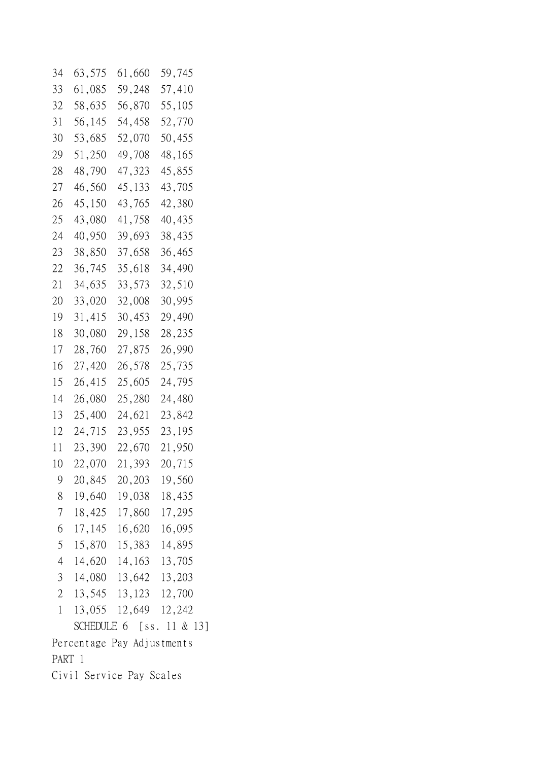| | | | |
|---|---|---|---|
| 34 | 63,575 | 61,660 | 59,745 |
| 33 | 61,085 | 59,248 | 57,410 |
| 32 | 58,635 | 56,870 | 55,105 |
| 31 | 56,145 | 54,458 | 52,770 |
| 30 | 53,685 | 52,070 | 50,455 |
| 29 | 51,250 | 49,708 | 48,165 |
| 28 | 48,790 | 47,323 | 45,855 |
| 27 | 46,560 | 45,133 | 43,705 |
| 26 | 45,150 | 43,765 | 42,380 |
| 25 | 43,080 | 41,758 | 40,435 |
| 24 | 40,950 | 39,693 | 38,435 |
| 23 | 38,850 | 37,658 | 36,465 |
| 22 | 36,745 | 35,618 | 34,490 |
| 21 | 34,635 | 33,573 | 32,510 |
| 20 | 33,020 | 32,008 | 30,995 |
| 19 | 31,415 | 30,453 | 29,490 |
| 18 | 30,080 | 29,158 | 28,235 |
| 17 | 28,760 | 27,875 | 26,990 |
| 16 | 27,420 | 26,578 | 25,735 |
| 15 | 26,415 | 25,605 | 24,795 |
| 14 | 26,080 | 25,280 | 24,480 |
| 13 | 25,400 | 24,621 | 23,842 |
| 12 | 24,715 | 23,955 | 23,195 |
| 11 | 23,390 | 22,670 | 21,950 |
| 10 | 22,070 | 21,393 | 20,715 |
| 9 | 20,845 | 20,203 | 19,560 |
| 8 | 19,640 | 19,038 | 18,435 |
| 7 | 18,425 | 17,860 | 17,295 |
| 6 | 17,145 | 16,620 | 16,095 |
| 5 | 15,870 | 15,383 | 14,895 |
| 4 | 14,620 | 14,163 | 13,705 |
| 3 | 14,080 | 13,642 | 13,203 |
| 2 | 13,545 | 13,123 | 12,700 |
| 1 | 13,055 | 12,649 | 12,242 |

## SCHEDULE 6 [ss. 11 & 13]

Percentage Pay Adjustments

PART 1

Civil Service Pay Scales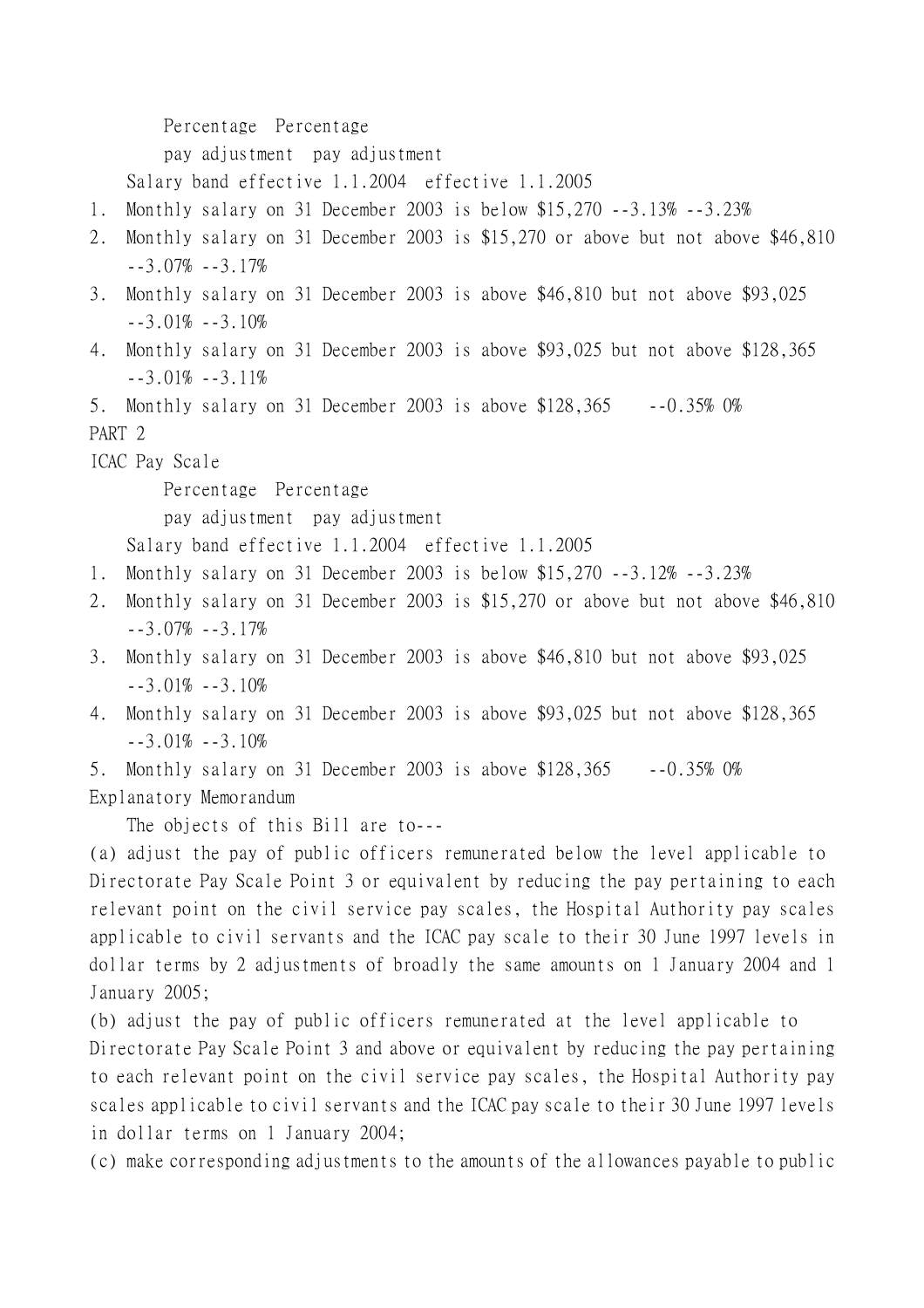| Salary band | Percentage pay adjustment effective 1.1.2004 | Percentage pay adjustment effective 1.1.2005 |
|---|---|---|
| 1. Monthly salary on 31 December 2003 is below $15,270 | --3.13% | --3.23% |
| 2. Monthly salary on 31 December 2003 is $15,270 or above but not above $46,810 | --3.07% | --3.17% |
| 3. Monthly salary on 31 December 2003 is above $46,810 but not above $93,025 | --3.01% | --3.10% |
| 4. Monthly salary on 31 December 2003 is above $93,025 but not above $128,365 | --3.01% | --3.11% |
| 5. Monthly salary on 31 December 2003 is above $128,365 | --0.35% | 0% |

PART 2

ICAC Pay Scale

| Salary band | Percentage pay adjustment effective 1.1.2004 | Percentage pay adjustment effective 1.1.2005 |
|---|---|---|
| 1. Monthly salary on 31 December 2003 is below $15,270 | --3.12% | --3.23% |
| 2. Monthly salary on 31 December 2003 is $15,270 or above but not above $46,810 | --3.07% | --3.17% |
| 3. Monthly salary on 31 December 2003 is above $46,810 but not above $93,025 | --3.01% | --3.10% |
| 4. Monthly salary on 31 December 2003 is above $93,025 but not above $128,365 | --3.01% | --3.10% |
| 5. Monthly salary on 31 December 2003 is above $128,365 | --0.35% | 0% |

Explanatory Memorandum

The objects of this Bill are to---

(a) adjust the pay of public officers remunerated below the level applicable to Directorate Pay Scale Point 3 or equivalent by reducing the pay pertaining to each relevant point on the civil service pay scales, the Hospital Authority pay scales applicable to civil servants and the ICAC pay scale to their 30 June 1997 levels in dollar terms by 2 adjustments of broadly the same amounts on 1 January 2004 and 1 January 2005;

(b) adjust the pay of public officers remunerated at the level applicable to Directorate Pay Scale Point 3 and above or equivalent by reducing the pay pertaining to each relevant point on the civil service pay scales, the Hospital Authority pay scales applicable to civil servants and the ICAC pay scale to their 30 June 1997 levels in dollar terms on 1 January 2004;

(c) make corresponding adjustments to the amounts of the allowances payable to public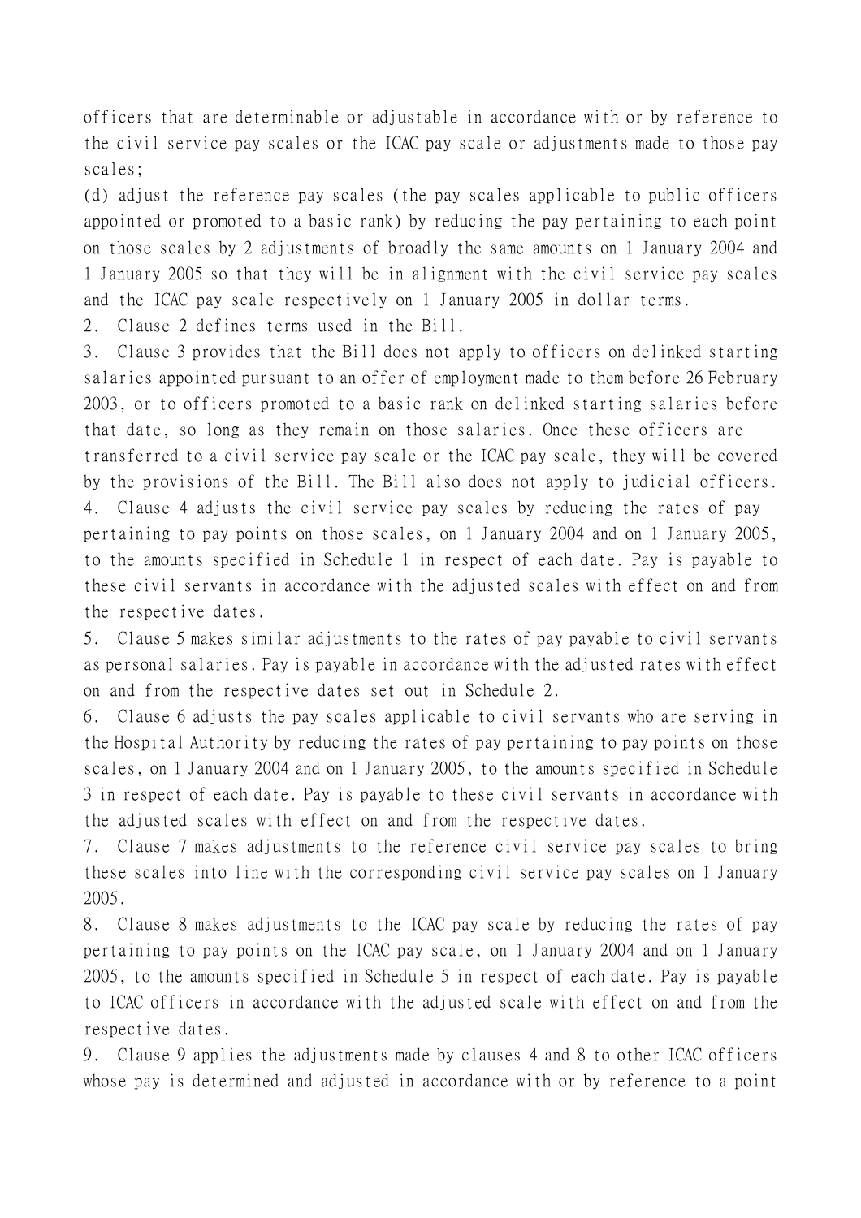officers that are determinable or adjustable in accordance with or by reference to the civil service pay scales or the ICAC pay scale or adjustments made to those pay scales;

(d) adjust the reference pay scales (the pay scales applicable to public officers appointed or promoted to a basic rank) by reducing the pay pertaining to each point on those scales by 2 adjustments of broadly the same amounts on 1 January 2004 and 1 January 2005 so that they will be in alignment with the civil service pay scales and the ICAC pay scale respectively on 1 January 2005 in dollar terms.

2. Clause 2 defines terms used in the Bill.

3. Clause 3 provides that the Bill does not apply to officers on delinked starting salaries appointed pursuant to an offer of employment made to them before 26 February 2003, or to officers promoted to a basic rank on delinked starting salaries before that date, so long as they remain on those salaries. Once these officers are transferred to a civil service pay scale or the ICAC pay scale, they will be covered by the provisions of the Bill. The Bill also does not apply to judicial officers.

4. Clause 4 adjusts the civil service pay scales by reducing the rates of pay pertaining to pay points on those scales, on 1 January 2004 and on 1 January 2005, to the amounts specified in Schedule 1 in respect of each date. Pay is payable to these civil servants in accordance with the adjusted scales with effect on and from the respective dates.

5. Clause 5 makes similar adjustments to the rates of pay payable to civil servants as personal salaries. Pay is payable in accordance with the adjusted rates with effect on and from the respective dates set out in Schedule 2.

6. Clause 6 adjusts the pay scales applicable to civil servants who are serving in the Hospital Authority by reducing the rates of pay pertaining to pay points on those scales, on 1 January 2004 and on 1 January 2005, to the amounts specified in Schedule 3 in respect of each date. Pay is payable to these civil servants in accordance with the adjusted scales with effect on and from the respective dates.

7. Clause 7 makes adjustments to the reference civil service pay scales to bring these scales into line with the corresponding civil service pay scales on 1 January 2005.

8. Clause 8 makes adjustments to the ICAC pay scale by reducing the rates of pay pertaining to pay points on the ICAC pay scale, on 1 January 2004 and on 1 January 2005, to the amounts specified in Schedule 5 in respect of each date. Pay is payable to ICAC officers in accordance with the adjusted scale with effect on and from the respective dates.

9. Clause 9 applies the adjustments made by clauses 4 and 8 to other ICAC officers whose pay is determined and adjusted in accordance with or by reference to a point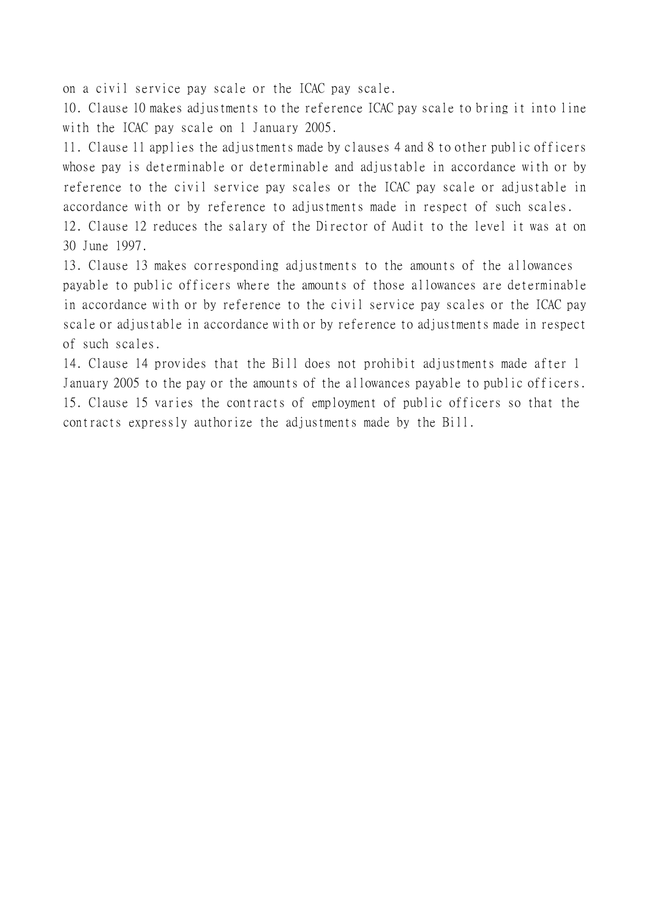on a civil service pay scale or the ICAC pay scale.

10. Clause 10 makes adjustments to the reference ICAC pay scale to bring it into line with the ICAC pay scale on 1 January 2005.

11. Clause 11 applies the adjustments made by clauses 4 and 8 to other public officers whose pay is determinable or determinable and adjustable in accordance with or by reference to the civil service pay scales or the ICAC pay scale or adjustable in accordance with or by reference to adjustments made in respect of such scales.

12. Clause 12 reduces the salary of the Director of Audit to the level it was at on 30 June 1997.

13. Clause 13 makes corresponding adjustments to the amounts of the allowances payable to public officers where the amounts of those allowances are determinable in accordance with or by reference to the civil service pay scales or the ICAC pay scale or adjustable in accordance with or by reference to adjustments made in respect of such scales.

14. Clause 14 provides that the Bill does not prohibit adjustments made after 1 January 2005 to the pay or the amounts of the allowances payable to public officers.

15. Clause 15 varies the contracts of employment of public officers so that the contracts expressly authorize the adjustments made by the Bill.